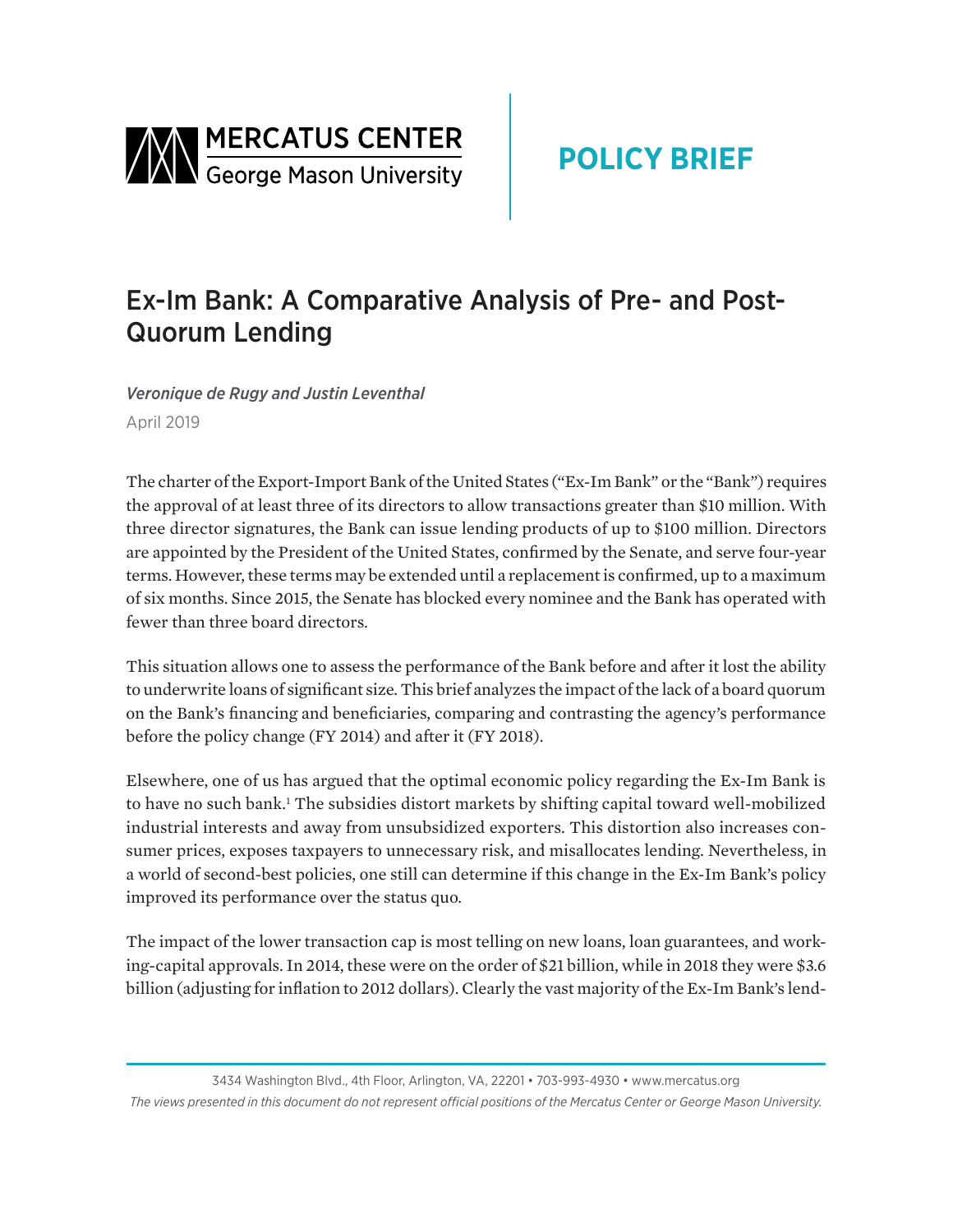MERCATUS CENTER George Mason University

**POLICY BRIEF**

# Ex-Im Bank: A Comparative Analysis of Pre- and Post-Quorum Lending

*Veronique de Rugy and Justin Leventhal*

April 2019

The charter of the Export-Import Bank of the United States ("Ex-Im Bank" or the "Bank") requires the approval of at least three of its directors to allow transactions greater than $10 million. With three director signatures, the Bank can issue lending products of up to $100 million. Directors are appointed by the President of the United States, confirmed by the Senate, and serve four-year terms. However, these terms may be extended until a replacement is confirmed, up to a maximum of six months. Since 2015, the Senate has blocked every nominee and the Bank has operated with fewer than three board directors.

This situation allows one to assess the performance of the Bank before and after it lost the ability to underwrite loans of significant size. This brief analyzes the impact of the lack of a board quorum on the Bank's financing and beneficiaries, comparing and contrasting the agency's performance before the policy change (FY 2014) and after it (FY 2018).

Elsewhere, one of us has argued that the optimal economic policy regarding the Ex-Im Bank is to have no such bank.[1] The subsidies distort markets by shifting capital toward well-mobilized industrial interests and away from unsubsidized exporters. This distortion also increases consumer prices, exposes taxpayers to unnecessary risk, and misallocates lending. Nevertheless, in a world of second-best policies, one still can determine if this change in the Ex-Im Bank's policy improved its performance over the status quo.

The impact of the lower transaction cap is most telling on new loans, loan guarantees, and working-capital approvals. In 2014, these were on the order of $21 billion, while in 2018 they were $3.6 billion (adjusting for inflation to 2012 dollars). Clearly the vast majority of the Ex-Im Bank's lend-

3434 Washington Blvd., 4th Floor, Arlington, VA, 22201 • 703-993-4930 • www.mercatus.org

*The views presented in this document do not represent official positions of the Mercatus Center or George Mason University.*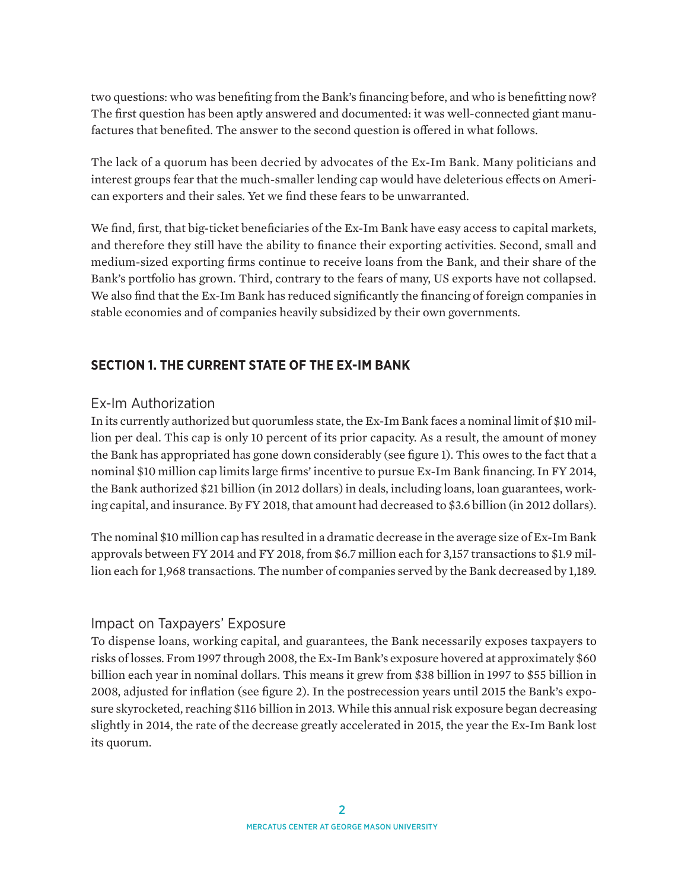two questions: who was benefiting from the Bank's financing before, and who is benefitting now? The first question has been aptly answered and documented: it was well-connected giant manufactures that benefited. The answer to the second question is offered in what follows.

The lack of a quorum has been decried by advocates of the Ex-Im Bank. Many politicians and interest groups fear that the much-smaller lending cap would have deleterious effects on American exporters and their sales. Yet we find these fears to be unwarranted.

We find, first, that big-ticket beneficiaries of the Ex-Im Bank have easy access to capital markets, and therefore they still have the ability to finance their exporting activities. Second, small and medium-sized exporting firms continue to receive loans from the Bank, and their share of the Bank's portfolio has grown. Third, contrary to the fears of many, US exports have not collapsed. We also find that the Ex-Im Bank has reduced significantly the financing of foreign companies in stable economies and of companies heavily subsidized by their own governments.

## SECTION 1. THE CURRENT STATE OF THE EX-IM BANK

### Ex-Im Authorization

In its currently authorized but quorumless state, the Ex-Im Bank faces a nominal limit of $10 million per deal. This cap is only 10 percent of its prior capacity. As a result, the amount of money the Bank has appropriated has gone down considerably (see figure 1). This owes to the fact that a nominal $10 million cap limits large firms' incentive to pursue Ex-Im Bank financing. In FY 2014, the Bank authorized $21 billion (in 2012 dollars) in deals, including loans, loan guarantees, working capital, and insurance. By FY 2018, that amount had decreased to $3.6 billion (in 2012 dollars).

The nominal $10 million cap has resulted in a dramatic decrease in the average size of Ex-Im Bank approvals between FY 2014 and FY 2018, from $6.7 million each for 3,157 transactions to $1.9 million each for 1,968 transactions. The number of companies served by the Bank decreased by 1,189.

### Impact on Taxpayers' Exposure

To dispense loans, working capital, and guarantees, the Bank necessarily exposes taxpayers to risks of losses. From 1997 through 2008, the Ex-Im Bank's exposure hovered at approximately $60 billion each year in nominal dollars. This means it grew from $38 billion in 1997 to $55 billion in 2008, adjusted for inflation (see figure 2). In the postrecession years until 2015 the Bank's exposure skyrocketed, reaching $116 billion in 2013. While this annual risk exposure began decreasing slightly in 2014, the rate of the decrease greatly accelerated in 2015, the year the Ex-Im Bank lost its quorum.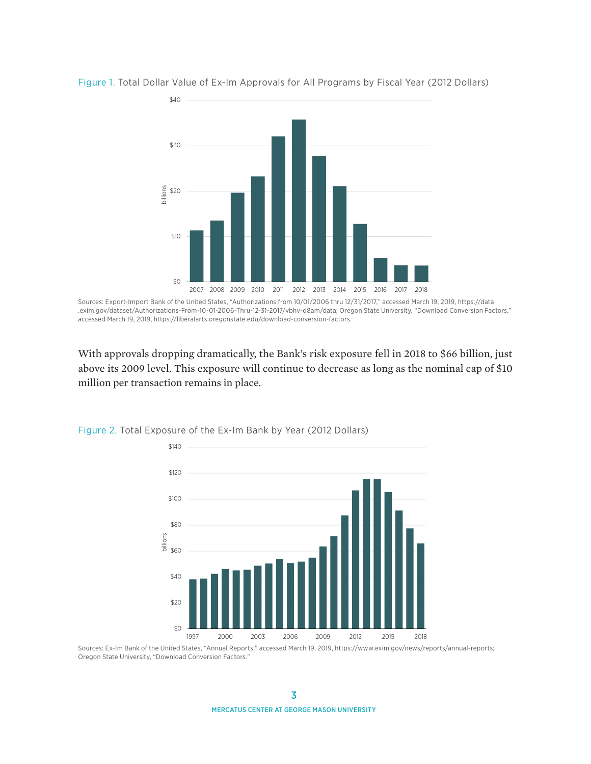Figure 1. Total Dollar Value of Ex-Im Approvals for All Programs by Fiscal Year (2012 Dollars)

Sources: Export-Import Bank of the United States, "Authorizations from 10/01/2006 thru 12/31/2017," accessed March 19, 2019, https://data.exim.gov/dataset/Authorizations-From-10-01-2006-Thru-12-31-2017/vbhv-d8am/data; Oregon State University, "Download Conversion Factors," accessed March 19, 2019, https://liberalarts.oregonstate.edu/download-conversion-factors.

With approvals dropping dramatically, the Bank's risk exposure fell in 2018 to $66 billion, just above its 2009 level. This exposure will continue to decrease as long as the nominal cap of $10 million per transaction remains in place.

Figure 2. Total Exposure of the Ex-Im Bank by Year (2012 Dollars)

Sources: Ex-Im Bank of the United States, "Annual Reports," accessed March 19, 2019, https://www.exim.gov/news/reports/annual-reports; Oregon State University, "Download Conversion Factors."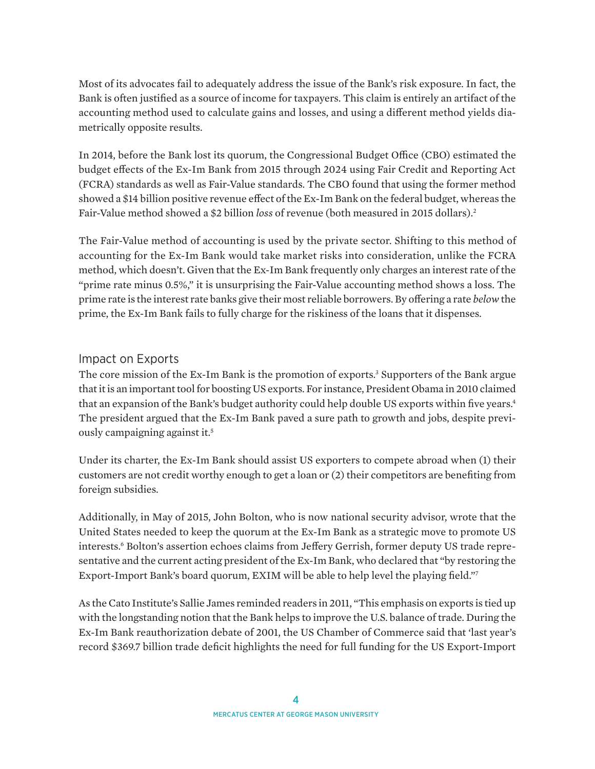Most of its advocates fail to adequately address the issue of the Bank's risk exposure. In fact, the Bank is often justified as a source of income for taxpayers. This claim is entirely an artifact of the accounting method used to calculate gains and losses, and using a different method yields diametrically opposite results.

In 2014, before the Bank lost its quorum, the Congressional Budget Office (CBO) estimated the budget effects of the Ex-Im Bank from 2015 through 2024 using Fair Credit and Reporting Act (FCRA) standards as well as Fair-Value standards. The CBO found that using the former method showed a $14 billion positive revenue effect of the Ex-Im Bank on the federal budget, whereas the Fair-Value method showed a $2 billion *loss* of revenue (both measured in 2015 dollars).[2]

The Fair-Value method of accounting is used by the private sector. Shifting to this method of accounting for the Ex-Im Bank would take market risks into consideration, unlike the FCRA method, which doesn't. Given that the Ex-Im Bank frequently only charges an interest rate of the "prime rate minus 0.5%," it is unsurprising the Fair-Value accounting method shows a loss. The prime rate is the interest rate banks give their most reliable borrowers. By offering a rate *below* the prime, the Ex-Im Bank fails to fully charge for the riskiness of the loans that it dispenses.

## Impact on Exports

The core mission of the Ex-Im Bank is the promotion of exports.[3] Supporters of the Bank argue that it is an important tool for boosting US exports. For instance, President Obama in 2010 claimed that an expansion of the Bank's budget authority could help double US exports within five years.[4] The president argued that the Ex-Im Bank paved a sure path to growth and jobs, despite previously campaigning against it.[5]

Under its charter, the Ex-Im Bank should assist US exporters to compete abroad when (1) their customers are not credit worthy enough to get a loan or (2) their competitors are benefiting from foreign subsidies.

Additionally, in May of 2015, John Bolton, who is now national security advisor, wrote that the United States needed to keep the quorum at the Ex-Im Bank as a strategic move to promote US interests.[6] Bolton's assertion echoes claims from Jeffery Gerrish, former deputy US trade representative and the current acting president of the Ex-Im Bank, who declared that "by restoring the Export-Import Bank's board quorum, EXIM will be able to help level the playing field."[7]

As the Cato Institute's Sallie James reminded readers in 2011, "This emphasis on exports is tied up with the longstanding notion that the Bank helps to improve the U.S. balance of trade. During the Ex-Im Bank reauthorization debate of 2001, the US Chamber of Commerce said that 'last year's record $369.7 billion trade deficit highlights the need for full funding for the US Export-Import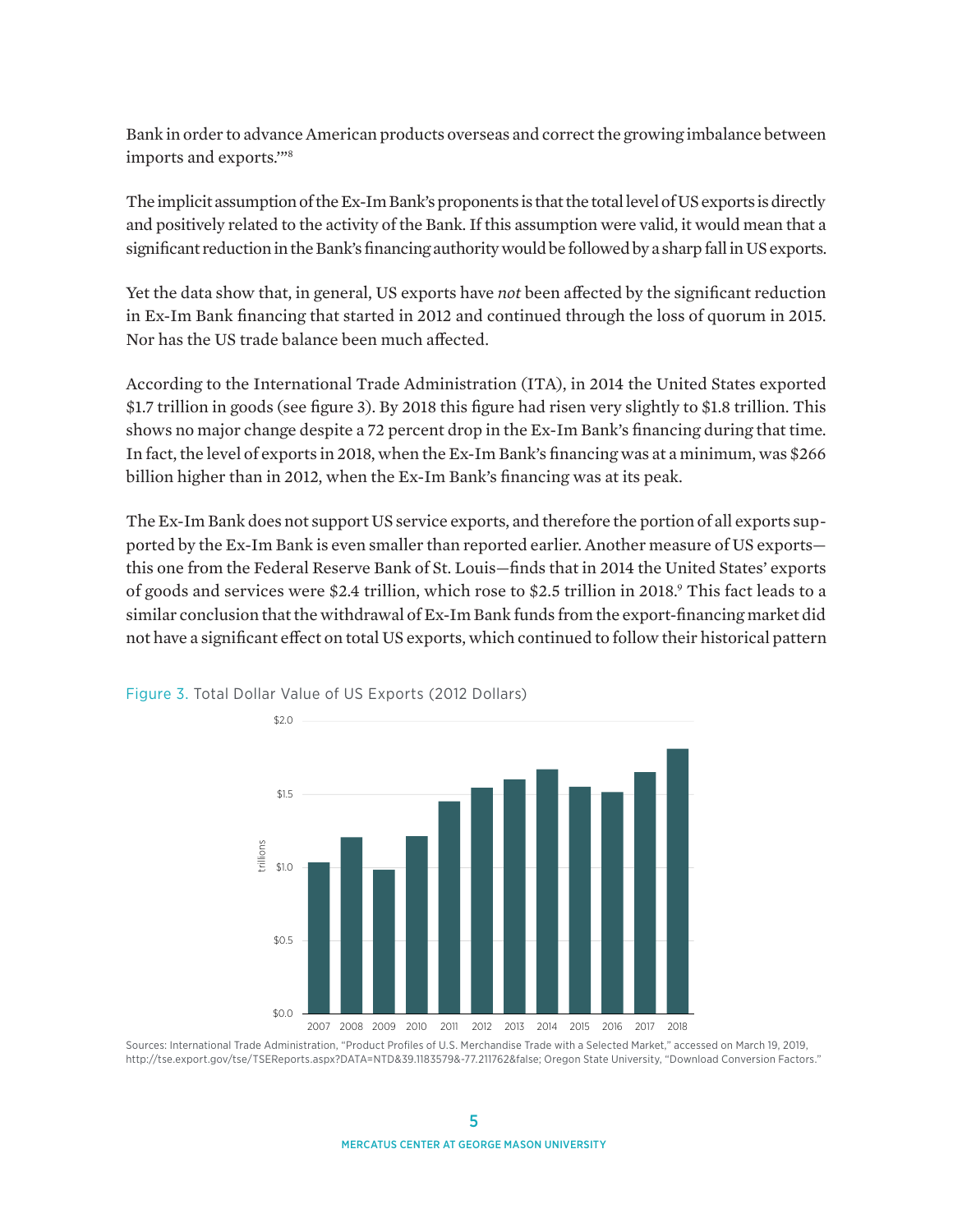Bank in order to advance American products overseas and correct the growing imbalance between imports and exports.'"[8]

The implicit assumption of the Ex-Im Bank's proponents is that the total level of US exports is directly and positively related to the activity of the Bank. If this assumption were valid, it would mean that a significant reduction in the Bank's financing authority would be followed by a sharp fall in US exports.

Yet the data show that, in general, US exports have *not* been affected by the significant reduction in Ex-Im Bank financing that started in 2012 and continued through the loss of quorum in 2015. Nor has the US trade balance been much affected.

According to the International Trade Administration (ITA), in 2014 the United States exported $1.7 trillion in goods (see figure 3). By 2018 this figure had risen very slightly to $1.8 trillion. This shows no major change despite a 72 percent drop in the Ex-Im Bank's financing during that time. In fact, the level of exports in 2018, when the Ex-Im Bank's financing was at a minimum, was $266 billion higher than in 2012, when the Ex-Im Bank's financing was at its peak.

The Ex-Im Bank does not support US service exports, and therefore the portion of all exports supported by the Ex-Im Bank is even smaller than reported earlier. Another measure of US exports—this one from the Federal Reserve Bank of St. Louis—finds that in 2014 the United States' exports of goods and services were $2.4 trillion, which rose to $2.5 trillion in 2018.[9] This fact leads to a similar conclusion that the withdrawal of Ex-Im Bank funds from the export-financing market did not have a significant effect on total US exports, which continued to follow their historical pattern

Figure 3. Total Dollar Value of US Exports (2012 Dollars)

Sources: International Trade Administration, "Product Profiles of U.S. Merchandise Trade with a Selected Market," accessed on March 19, 2019, http://tse.export.gov/tse/TSEReports.aspx?DATA=NTD&39.1183579&-77.211762&false; Oregon State University, "Download Conversion Factors."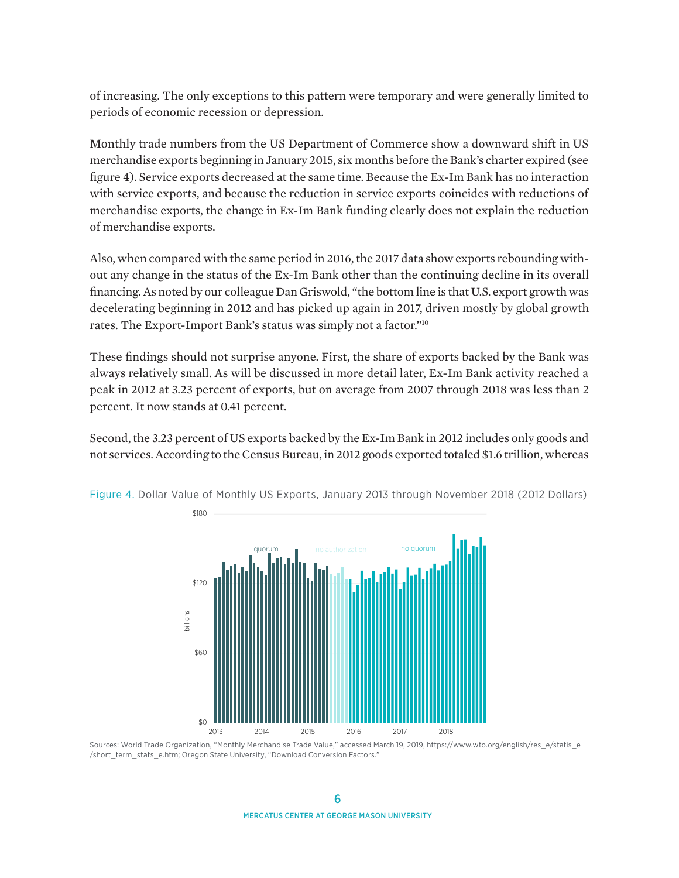of increasing. The only exceptions to this pattern were temporary and were generally limited to periods of economic recession or depression.

Monthly trade numbers from the US Department of Commerce show a downward shift in US merchandise exports beginning in January 2015, six months before the Bank's charter expired (see figure 4). Service exports decreased at the same time. Because the Ex-Im Bank has no interaction with service exports, and because the reduction in service exports coincides with reductions of merchandise exports, the change in Ex-Im Bank funding clearly does not explain the reduction of merchandise exports.

Also, when compared with the same period in 2016, the 2017 data show exports rebounding without any change in the status of the Ex-Im Bank other than the continuing decline in its overall financing. As noted by our colleague Dan Griswold, "the bottom line is that U.S. export growth was decelerating beginning in 2012 and has picked up again in 2017, driven mostly by global growth rates. The Export-Import Bank's status was simply not a factor."[10]

These findings should not surprise anyone. First, the share of exports backed by the Bank was always relatively small. As will be discussed in more detail later, Ex-Im Bank activity reached a peak in 2012 at 3.23 percent of exports, but on average from 2007 through 2018 was less than 2 percent. It now stands at 0.41 percent.

Second, the 3.23 percent of US exports backed by the Ex-Im Bank in 2012 includes only goods and not services. According to the Census Bureau, in 2012 goods exported totaled $1.6 trillion, whereas

Figure 4. Dollar Value of Monthly US Exports, January 2013 through November 2018 (2012 Dollars)

Sources: World Trade Organization, "Monthly Merchandise Trade Value," accessed March 19, 2019, https://www.wto.org/english/res_e/statis_e/short_term_stats_e.htm; Oregon State University, "Download Conversion Factors."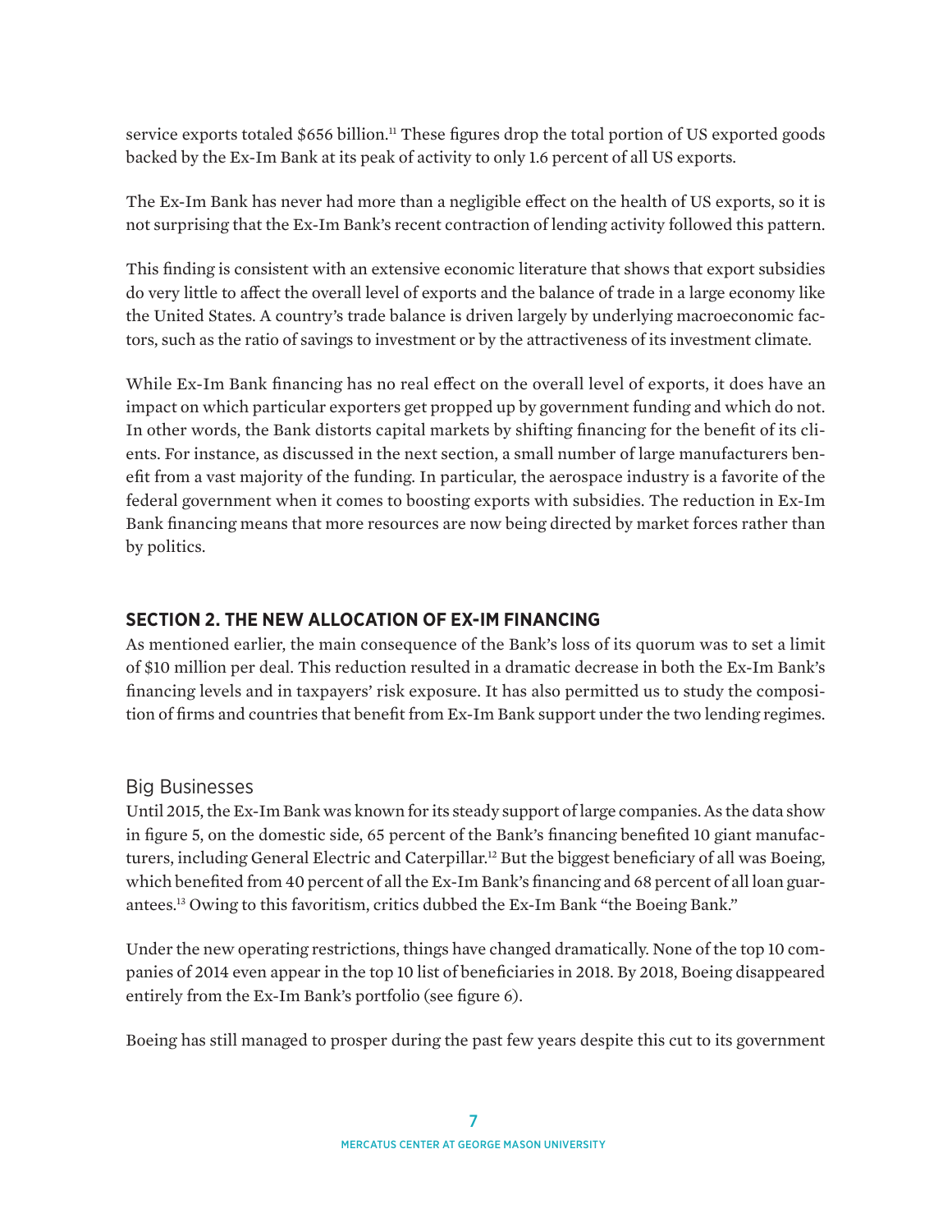service exports totaled $656 billion.[11] These figures drop the total portion of US exported goods backed by the Ex-Im Bank at its peak of activity to only 1.6 percent of all US exports.

The Ex-Im Bank has never had more than a negligible effect on the health of US exports, so it is not surprising that the Ex-Im Bank's recent contraction of lending activity followed this pattern.

This finding is consistent with an extensive economic literature that shows that export subsidies do very little to affect the overall level of exports and the balance of trade in a large economy like the United States. A country's trade balance is driven largely by underlying macroeconomic factors, such as the ratio of savings to investment or by the attractiveness of its investment climate.

While Ex-Im Bank financing has no real effect on the overall level of exports, it does have an impact on which particular exporters get propped up by government funding and which do not. In other words, the Bank distorts capital markets by shifting financing for the benefit of its clients. For instance, as discussed in the next section, a small number of large manufacturers benefit from a vast majority of the funding. In particular, the aerospace industry is a favorite of the federal government when it comes to boosting exports with subsidies. The reduction in Ex-Im Bank financing means that more resources are now being directed by market forces rather than by politics.

## SECTION 2. THE NEW ALLOCATION OF EX-IM FINANCING

As mentioned earlier, the main consequence of the Bank's loss of its quorum was to set a limit of $10 million per deal. This reduction resulted in a dramatic decrease in both the Ex-Im Bank's financing levels and in taxpayers' risk exposure. It has also permitted us to study the composition of firms and countries that benefit from Ex-Im Bank support under the two lending regimes.

### Big Businesses

Until 2015, the Ex-Im Bank was known for its steady support of large companies. As the data show in figure 5, on the domestic side, 65 percent of the Bank's financing benefited 10 giant manufacturers, including General Electric and Caterpillar.[12] But the biggest beneficiary of all was Boeing, which benefited from 40 percent of all the Ex-Im Bank's financing and 68 percent of all loan guarantees.[13] Owing to this favoritism, critics dubbed the Ex-Im Bank "the Boeing Bank."

Under the new operating restrictions, things have changed dramatically. None of the top 10 companies of 2014 even appear in the top 10 list of beneficiaries in 2018. By 2018, Boeing disappeared entirely from the Ex-Im Bank's portfolio (see figure 6).

Boeing has still managed to prosper during the past few years despite this cut to its government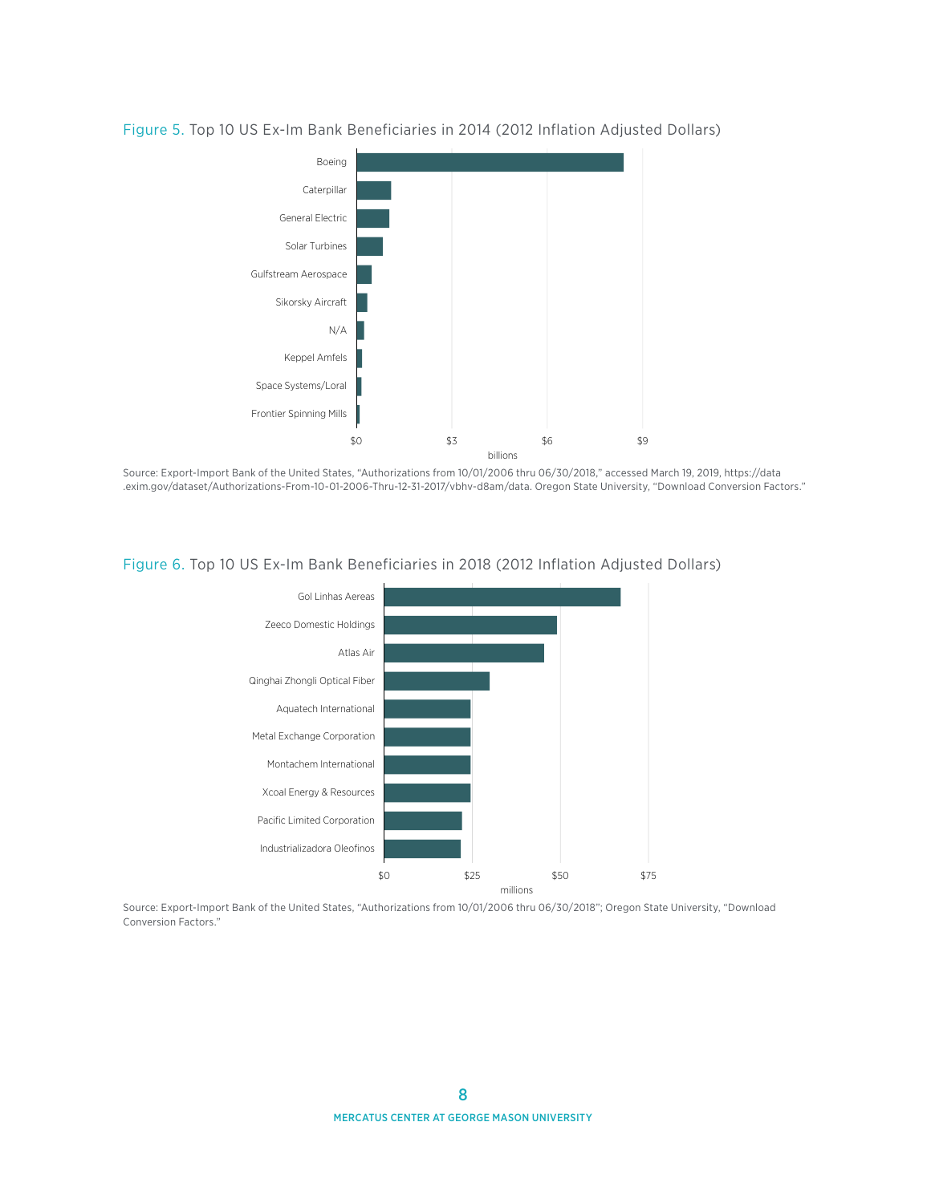Figure 5. Top 10 US Ex-Im Bank Beneficiaries in 2014 (2012 Inflation Adjusted Dollars)

Boeing
Caterpillar
General Electric
Solar Turbines
Gulfstream Aerospace
Sikorsky Aircraft
N/A
Keppel Amfels
Space Systems/Loral
Frontier Spinning Mills

$0 $3 $6 $9
billions

Source: Export-Import Bank of the United States, "Authorizations from 10/01/2006 thru 06/30/2018," accessed March 19, 2019, https://data.exim.gov/dataset/Authorizations-From-10-01-2006-Thru-12-31-2017/vbhv-d8am/data. Oregon State University, "Download Conversion Factors."

Figure 6. Top 10 US Ex-Im Bank Beneficiaries in 2018 (2012 Inflation Adjusted Dollars)

Gol Linhas Aereas
Zeeco Domestic Holdings
Atlas Air
Qinghai Zhongli Optical Fiber
Aquatech International
Metal Exchange Corporation
Montachem International
Xcoal Energy & Resources
Pacific Limited Corporation
Industrializadora Oleofinos

$0 $25 $50 $75
millions

Source: Export-Import Bank of the United States, "Authorizations from 10/01/2006 thru 06/30/2018"; Oregon State University, "Download Conversion Factors."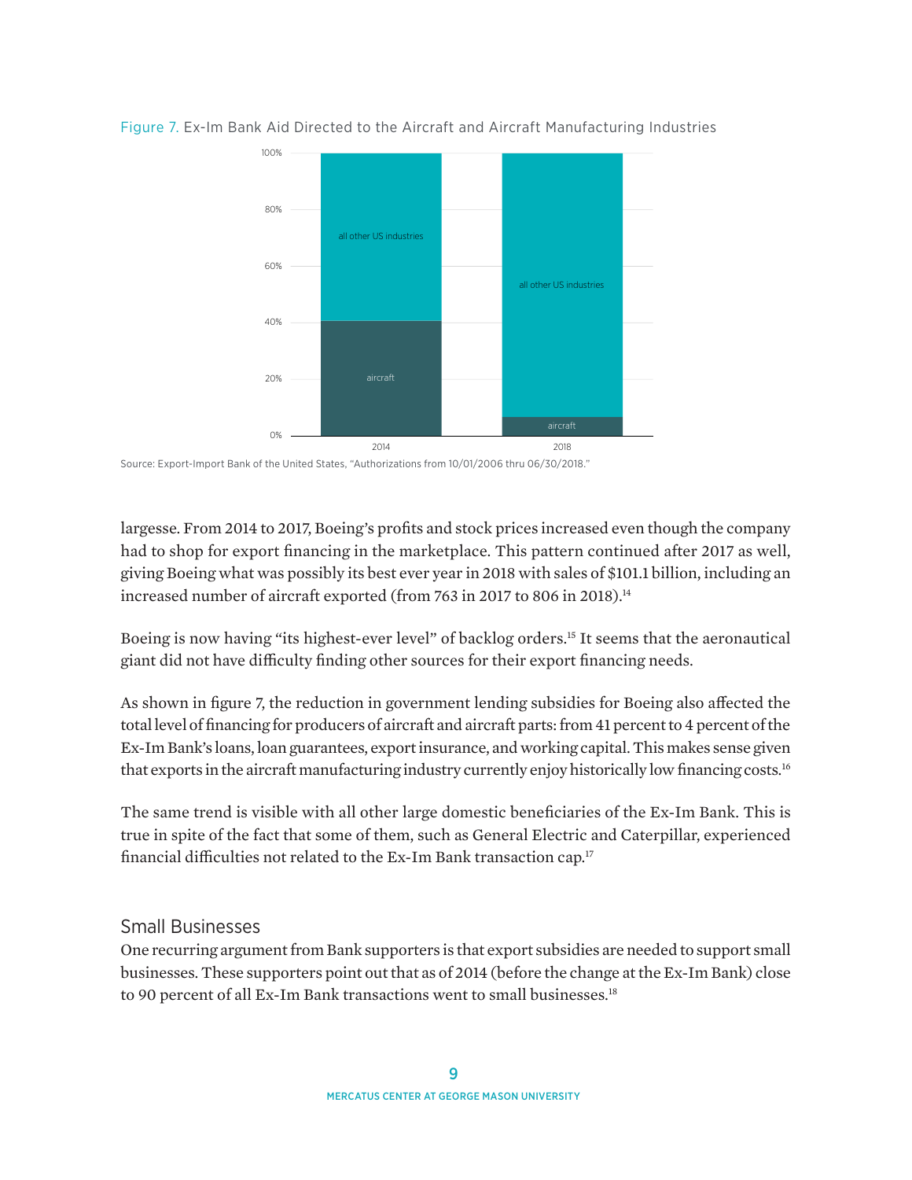Figure 7. Ex-Im Bank Aid Directed to the Aircraft and Aircraft Manufacturing Industries

Source: Export-Import Bank of the United States, "Authorizations from 10/01/2006 thru 06/30/2018."

largesse. From 2014 to 2017, Boeing's profits and stock prices increased even though the company had to shop for export financing in the marketplace. This pattern continued after 2017 as well, giving Boeing what was possibly its best ever year in 2018 with sales of $101.1 billion, including an increased number of aircraft exported (from 763 in 2017 to 806 in 2018).[14]

Boeing is now having "its highest-ever level" of backlog orders.[15] It seems that the aeronautical giant did not have difficulty finding other sources for their export financing needs.

As shown in figure 7, the reduction in government lending subsidies for Boeing also affected the total level of financing for producers of aircraft and aircraft parts: from 41 percent to 4 percent of the Ex-Im Bank's loans, loan guarantees, export insurance, and working capital. This makes sense given that exports in the aircraft manufacturing industry currently enjoy historically low financing costs.[16]

The same trend is visible with all other large domestic beneficiaries of the Ex-Im Bank. This is true in spite of the fact that some of them, such as General Electric and Caterpillar, experienced financial difficulties not related to the Ex-Im Bank transaction cap.[17]

## Small Businesses

One recurring argument from Bank supporters is that export subsidies are needed to support small businesses. These supporters point out that as of 2014 (before the change at the Ex-Im Bank) close to 90 percent of all Ex-Im Bank transactions went to small businesses.[18]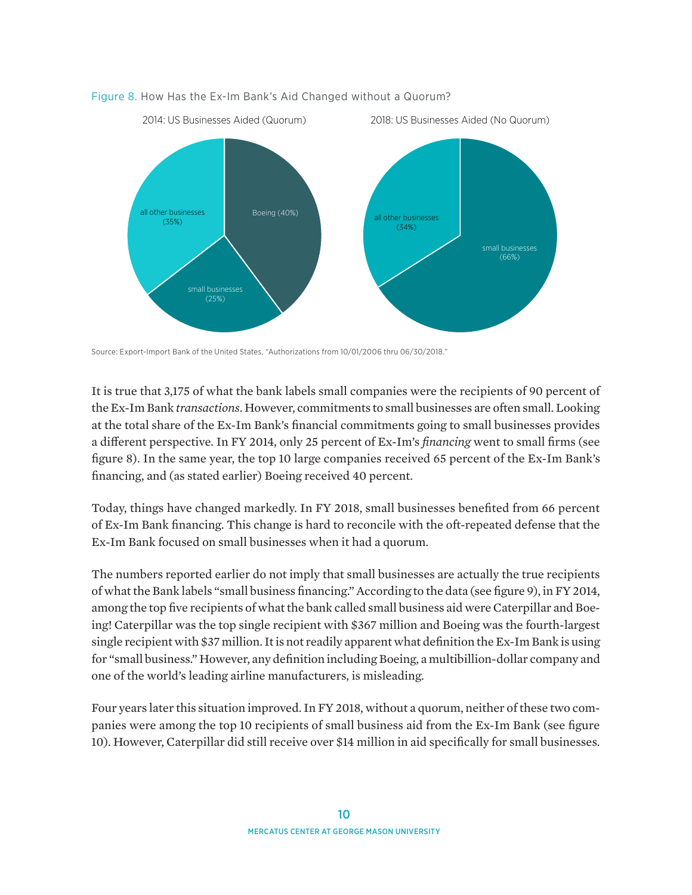Figure 8. How Has the Ex-Im Bank's Aid Changed without a Quorum?

2014: US Businesses Aided (Quorum)

2018: US Businesses Aided (No Quorum)

all other businesses (35%)

Boeing (40%)

small businesses (25%)

all other businesses (34%)

small businesses (66%)

Source: Export-Import Bank of the United States, "Authorizations from 10/01/2006 thru 06/30/2018."

It is true that 3,175 of what the bank labels small companies were the recipients of 90 percent of the Ex-Im Bank *transactions*. However, commitments to small businesses are often small. Looking at the total share of the Ex-Im Bank's financial commitments going to small businesses provides a different perspective. In FY 2014, only 25 percent of Ex-Im's *financing* went to small firms (see figure 8). In the same year, the top 10 large companies received 65 percent of the Ex-Im Bank's financing, and (as stated earlier) Boeing received 40 percent.

Today, things have changed markedly. In FY 2018, small businesses benefited from 66 percent of Ex-Im Bank financing. This change is hard to reconcile with the oft-repeated defense that the Ex-Im Bank focused on small businesses when it had a quorum.

The numbers reported earlier do not imply that small businesses are actually the true recipients of what the Bank labels "small business financing." According to the data (see figure 9), in FY 2014, among the top five recipients of what the bank called small business aid were Caterpillar and Boeing! Caterpillar was the top single recipient with $367 million and Boeing was the fourth-largest single recipient with $37 million. It is not readily apparent what definition the Ex-Im Bank is using for "small business." However, any definition including Boeing, a multibillion-dollar company and one of the world's leading airline manufacturers, is misleading.

Four years later this situation improved. In FY 2018, without a quorum, neither of these two companies were among the top 10 recipients of small business aid from the Ex-Im Bank (see figure 10). However, Caterpillar did still receive over $14 million in aid specifically for small businesses.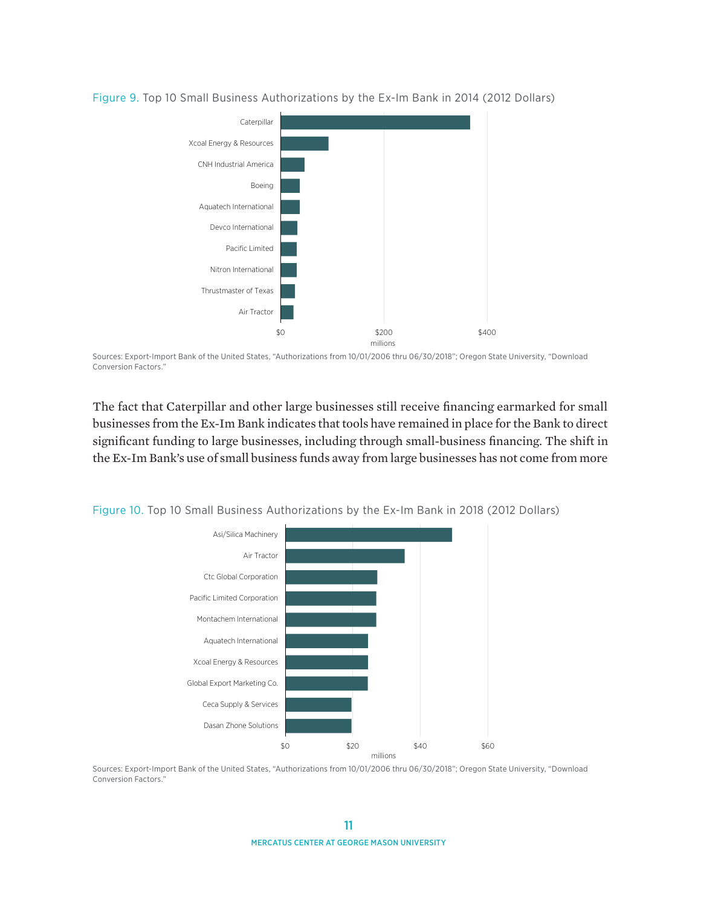Figure 9. Top 10 Small Business Authorizations by the Ex-Im Bank in 2014 (2012 Dollars)

Sources: Export-Import Bank of the United States, "Authorizations from 10/01/2006 thru 06/30/2018"; Oregon State University, "Download Conversion Factors."

The fact that Caterpillar and other large businesses still receive financing earmarked for small businesses from the Ex-Im Bank indicates that tools have remained in place for the Bank to direct significant funding to large businesses, including through small-business financing. The shift in the Ex-Im Bank's use of small business funds away from large businesses has not come from more

Figure 10. Top 10 Small Business Authorizations by the Ex-Im Bank in 2018 (2012 Dollars)

Sources: Export-Import Bank of the United States, "Authorizations from 10/01/2006 thru 06/30/2018"; Oregon State University, "Download Conversion Factors."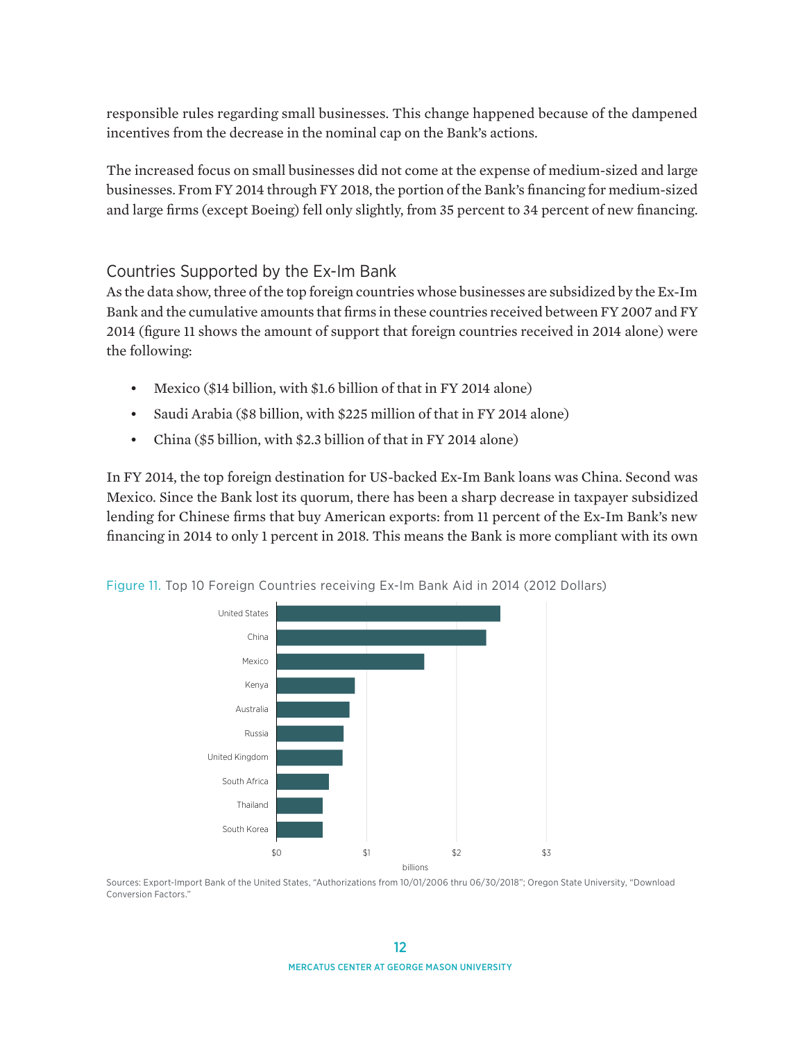responsible rules regarding small businesses. This change happened because of the dampened incentives from the decrease in the nominal cap on the Bank's actions.

The increased focus on small businesses did not come at the expense of medium-sized and large businesses. From FY 2014 through FY 2018, the portion of the Bank's financing for medium-sized and large firms (except Boeing) fell only slightly, from 35 percent to 34 percent of new financing.

## Countries Supported by the Ex-Im Bank

As the data show, three of the top foreign countries whose businesses are subsidized by the Ex-Im Bank and the cumulative amounts that firms in these countries received between FY 2007 and FY 2014 (figure 11 shows the amount of support that foreign countries received in 2014 alone) were the following:

- Mexico ($14 billion, with $1.6 billion of that in FY 2014 alone)
- Saudi Arabia ($8 billion, with $225 million of that in FY 2014 alone)
- China ($5 billion, with $2.3 billion of that in FY 2014 alone)

In FY 2014, the top foreign destination for US-backed Ex-Im Bank loans was China. Second was Mexico. Since the Bank lost its quorum, there has been a sharp decrease in taxpayer subsidized lending for Chinese firms that buy American exports: from 11 percent of the Ex-Im Bank's new financing in 2014 to only 1 percent in 2018. This means the Bank is more compliant with its own

Figure 11. Top 10 Foreign Countries receiving Ex-Im Bank Aid in 2014 (2012 Dollars)

Sources: Export-Import Bank of the United States, "Authorizations from 10/01/2006 thru 06/30/2018"; Oregon State University, "Download Conversion Factors."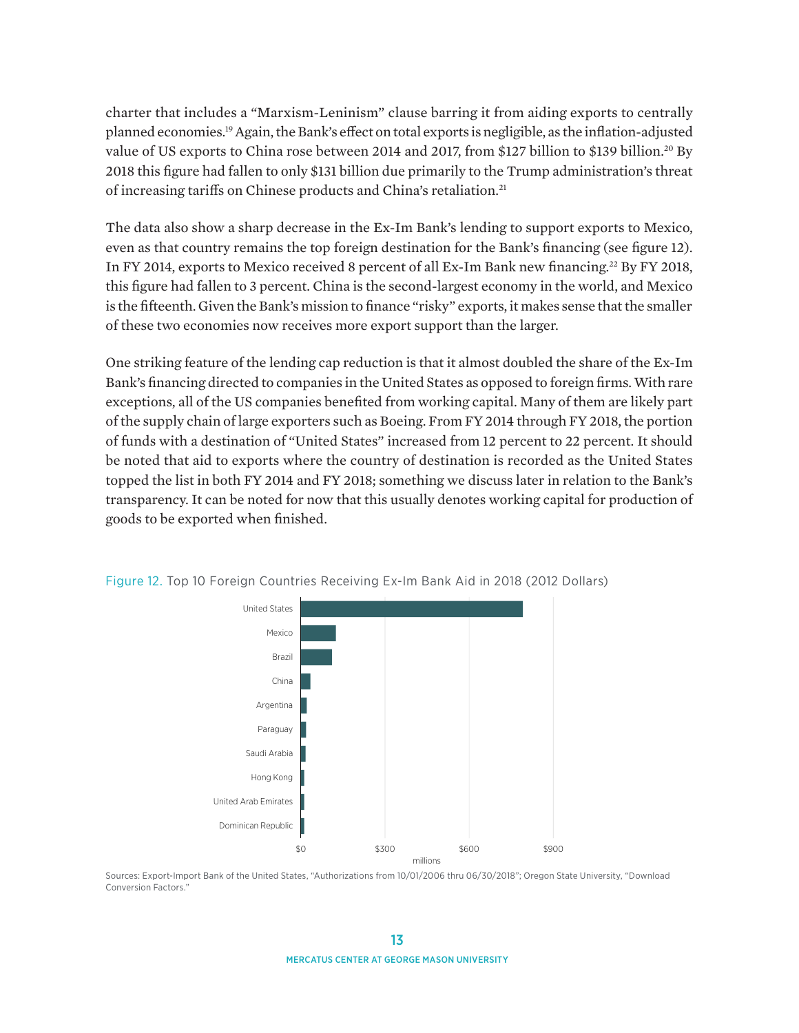charter that includes a "Marxism-Leninism" clause barring it from aiding exports to centrally planned economies.[19] Again, the Bank's effect on total exports is negligible, as the inflation-adjusted value of US exports to China rose between 2014 and 2017, from $127 billion to $139 billion.[20] By 2018 this figure had fallen to only $131 billion due primarily to the Trump administration's threat of increasing tariffs on Chinese products and China's retaliation.[21]

The data also show a sharp decrease in the Ex-Im Bank's lending to support exports to Mexico, even as that country remains the top foreign destination for the Bank's financing (see figure 12). In FY 2014, exports to Mexico received 8 percent of all Ex-Im Bank new financing.[22] By FY 2018, this figure had fallen to 3 percent. China is the second-largest economy in the world, and Mexico is the fifteenth. Given the Bank's mission to finance "risky" exports, it makes sense that the smaller of these two economies now receives more export support than the larger.

One striking feature of the lending cap reduction is that it almost doubled the share of the Ex-Im Bank's financing directed to companies in the United States as opposed to foreign firms. With rare exceptions, all of the US companies benefited from working capital. Many of them are likely part of the supply chain of large exporters such as Boeing. From FY 2014 through FY 2018, the portion of funds with a destination of "United States" increased from 12 percent to 22 percent. It should be noted that aid to exports where the country of destination is recorded as the United States topped the list in both FY 2014 and FY 2018; something we discuss later in relation to the Bank's transparency. It can be noted for now that this usually denotes working capital for production of goods to be exported when finished.

Figure 12. Top 10 Foreign Countries Receiving Ex-Im Bank Aid in 2018 (2012 Dollars)

United States
Mexico
Brazil
China
Argentina
Paraguay
Saudi Arabia
Hong Kong
United Arab Emirates
Dominican Republic

$0 $300 $600 $900
millions

Sources: Export-Import Bank of the United States, "Authorizations from 10/01/2006 thru 06/30/2018"; Oregon State University, "Download Conversion Factors."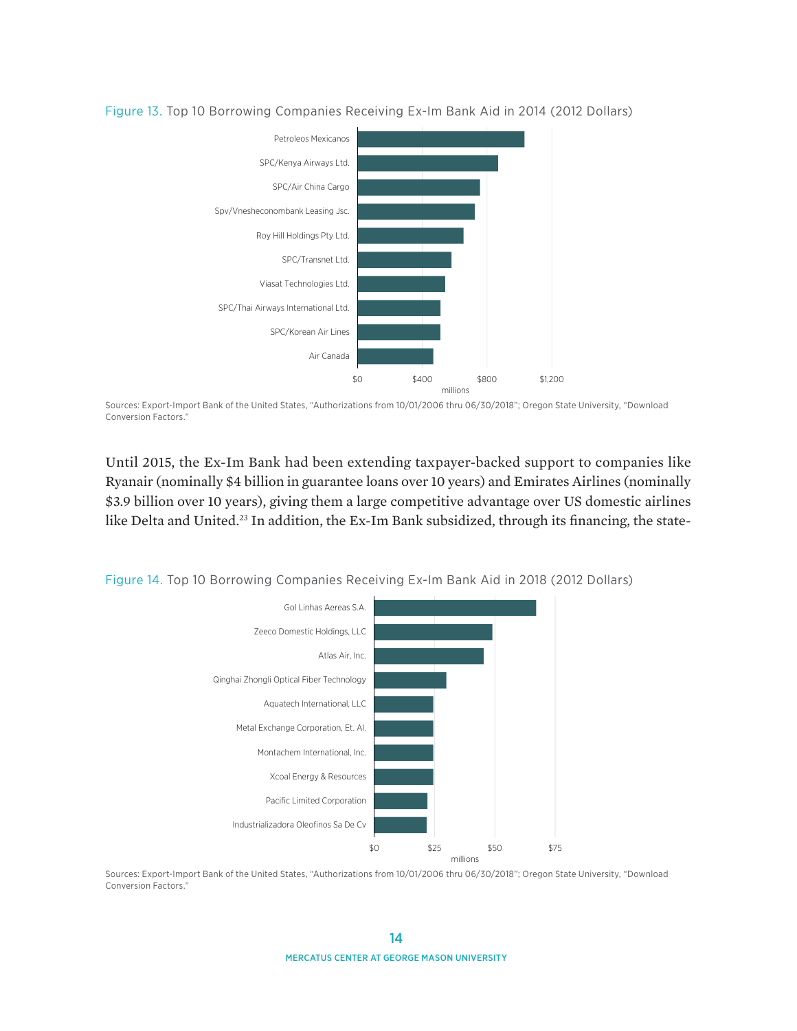Figure 13. Top 10 Borrowing Companies Receiving Ex-Im Bank Aid in 2014 (2012 Dollars)

Petroleos Mexicanos
SPC/Kenya Airways Ltd.
SPC/Air China Cargo
Spv/Vnesheconombank Leasing Jsc.
Roy Hill Holdings Pty Ltd.
SPC/Transnet Ltd.
Viasat Technologies Ltd.
SPC/Thai Airways International Ltd.
SPC/Korean Air Lines
Air Canada

$0 $400 $800 $1,200
millions

Sources: Export-Import Bank of the United States, "Authorizations from 10/01/2006 thru 06/30/2018"; Oregon State University, "Download Conversion Factors."

Until 2015, the Ex-Im Bank had been extending taxpayer-backed support to companies like Ryanair (nominally $4 billion in guarantee loans over 10 years) and Emirates Airlines (nominally $3.9 billion over 10 years), giving them a large competitive advantage over US domestic airlines like Delta and United.[23] In addition, the Ex-Im Bank subsidized, through its financing, the state-

Figure 14. Top 10 Borrowing Companies Receiving Ex-Im Bank Aid in 2018 (2012 Dollars)

Gol Linhas Aereas S.A.
Zeeco Domestic Holdings, LLC
Atlas Air, Inc.
Qinghai Zhongli Optical Fiber Technology
Aquatech International, LLC
Metal Exchange Corporation, Et. Al.
Montachem International, Inc.
Xcoal Energy & Resources
Pacific Limited Corporation
Industrializadora Oleofinos Sa De Cv

$0 $25 $50 $75
millions

Sources: Export-Import Bank of the United States, "Authorizations from 10/01/2006 thru 06/30/2018"; Oregon State University, "Download Conversion Factors."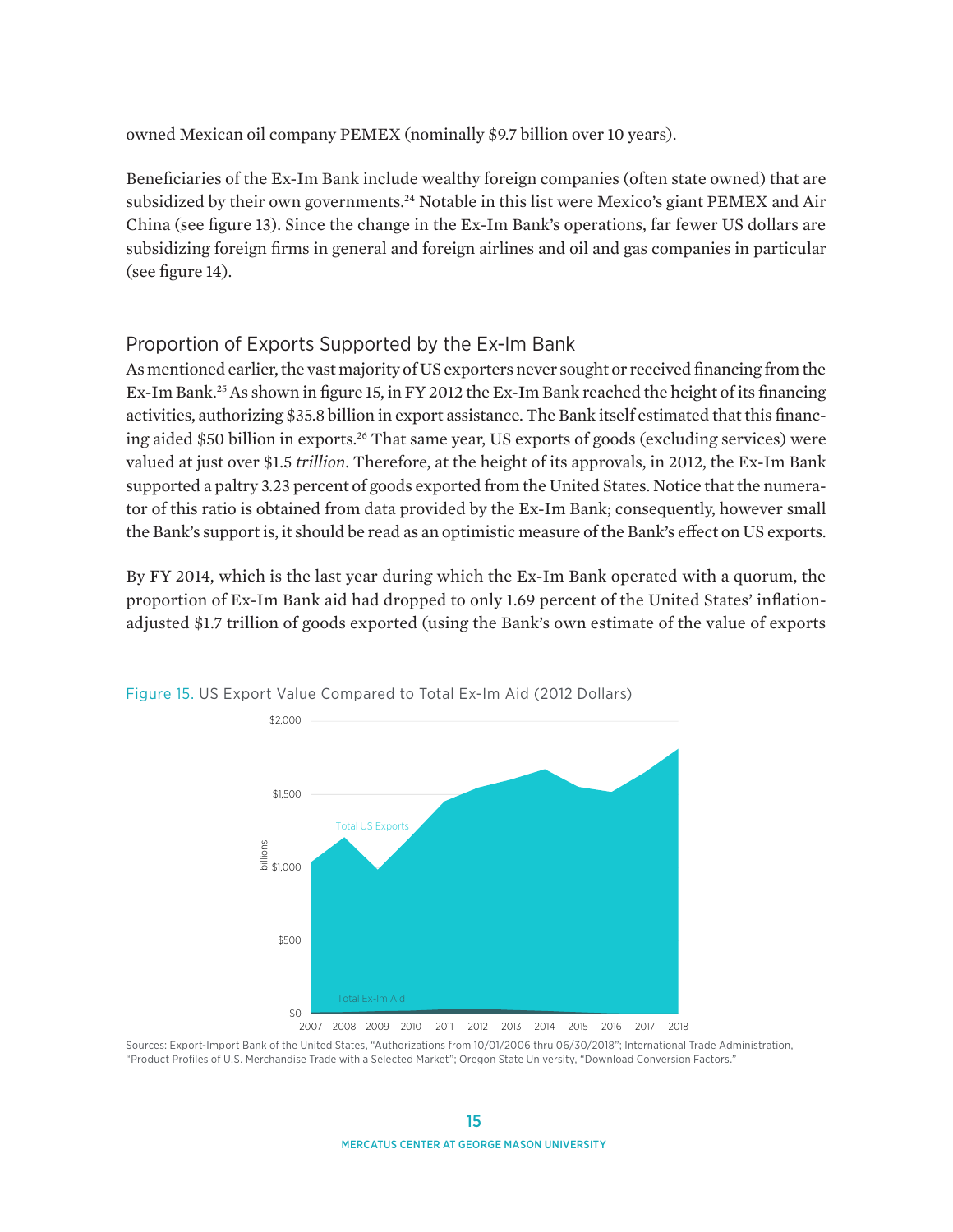owned Mexican oil company PEMEX (nominally $9.7 billion over 10 years).

Beneficiaries of the Ex-Im Bank include wealthy foreign companies (often state owned) that are subsidized by their own governments.[24] Notable in this list were Mexico's giant PEMEX and Air China (see figure 13). Since the change in the Ex-Im Bank's operations, far fewer US dollars are subsidizing foreign firms in general and foreign airlines and oil and gas companies in particular (see figure 14).

## Proportion of Exports Supported by the Ex-Im Bank

As mentioned earlier, the vast majority of US exporters never sought or received financing from the Ex-Im Bank.[25] As shown in figure 15, in FY 2012 the Ex-Im Bank reached the height of its financing activities, authorizing $35.8 billion in export assistance. The Bank itself estimated that this financing aided $50 billion in exports.[26] That same year, US exports of goods (excluding services) were valued at just over $1.5 *trillion*. Therefore, at the height of its approvals, in 2012, the Ex-Im Bank supported a paltry 3.23 percent of goods exported from the United States. Notice that the numerator of this ratio is obtained from data provided by the Ex-Im Bank; consequently, however small the Bank's support is, it should be read as an optimistic measure of the Bank's effect on US exports.

By FY 2014, which is the last year during which the Ex-Im Bank operated with a quorum, the proportion of Ex-Im Bank aid had dropped to only 1.69 percent of the United States' inflation-adjusted $1.7 trillion of goods exported (using the Bank's own estimate of the value of exports

Figure 15. US Export Value Compared to Total Ex-Im Aid (2012 Dollars)

Sources: Export-Import Bank of the United States, "Authorizations from 10/01/2006 thru 06/30/2018"; International Trade Administration, "Product Profiles of U.S. Merchandise Trade with a Selected Market"; Oregon State University, "Download Conversion Factors."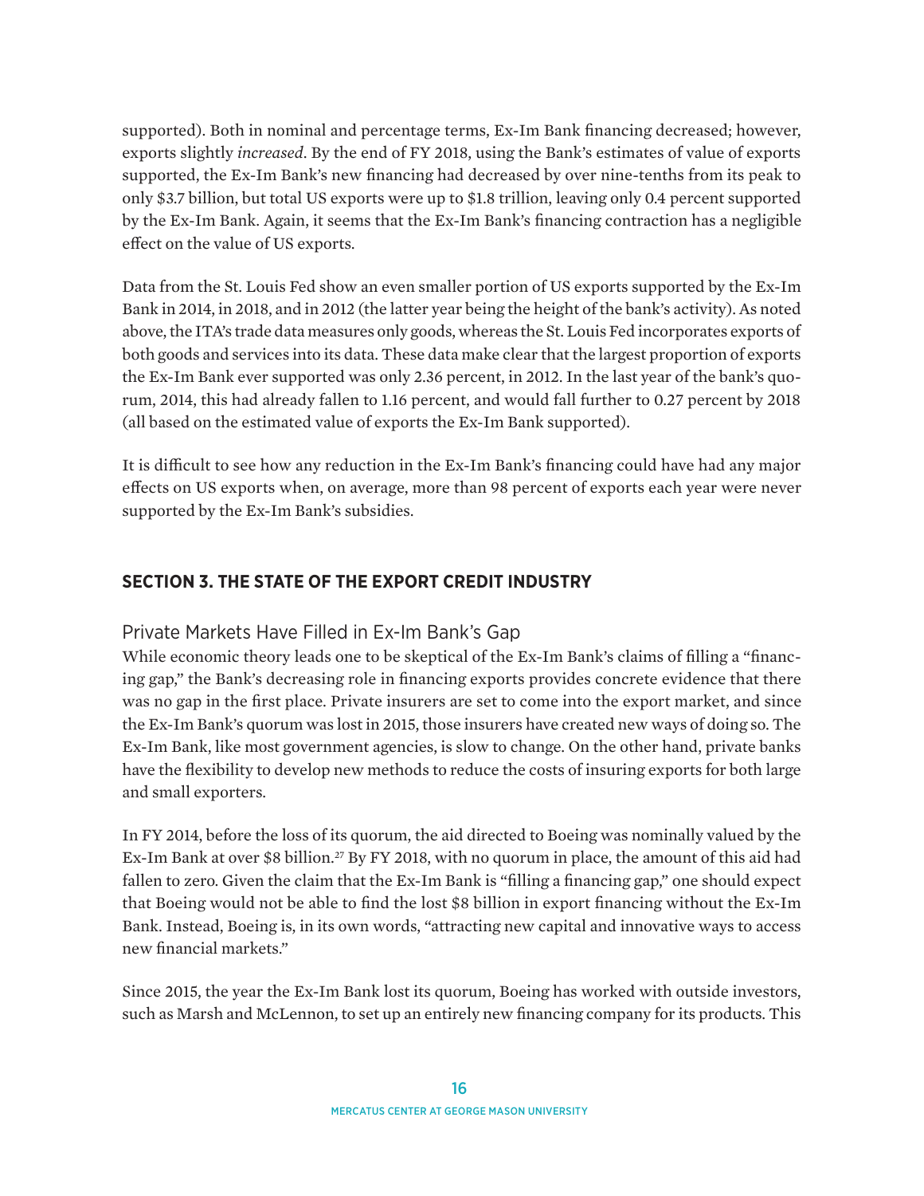supported). Both in nominal and percentage terms, Ex-Im Bank financing decreased; however, exports slightly *increased*. By the end of FY 2018, using the Bank's estimates of value of exports supported, the Ex-Im Bank's new financing had decreased by over nine-tenths from its peak to only $3.7 billion, but total US exports were up to $1.8 trillion, leaving only 0.4 percent supported by the Ex-Im Bank. Again, it seems that the Ex-Im Bank's financing contraction has a negligible effect on the value of US exports.

Data from the St. Louis Fed show an even smaller portion of US exports supported by the Ex-Im Bank in 2014, in 2018, and in 2012 (the latter year being the height of the bank's activity). As noted above, the ITA's trade data measures only goods, whereas the St. Louis Fed incorporates exports of both goods and services into its data. These data make clear that the largest proportion of exports the Ex-Im Bank ever supported was only 2.36 percent, in 2012. In the last year of the bank's quorum, 2014, this had already fallen to 1.16 percent, and would fall further to 0.27 percent by 2018 (all based on the estimated value of exports the Ex-Im Bank supported).

It is difficult to see how any reduction in the Ex-Im Bank's financing could have had any major effects on US exports when, on average, more than 98 percent of exports each year were never supported by the Ex-Im Bank's subsidies.

## SECTION 3. THE STATE OF THE EXPORT CREDIT INDUSTRY

### Private Markets Have Filled in Ex-Im Bank's Gap

While economic theory leads one to be skeptical of the Ex-Im Bank's claims of filling a "financing gap," the Bank's decreasing role in financing exports provides concrete evidence that there was no gap in the first place. Private insurers are set to come into the export market, and since the Ex-Im Bank's quorum was lost in 2015, those insurers have created new ways of doing so. The Ex-Im Bank, like most government agencies, is slow to change. On the other hand, private banks have the flexibility to develop new methods to reduce the costs of insuring exports for both large and small exporters.

In FY 2014, before the loss of its quorum, the aid directed to Boeing was nominally valued by the Ex-Im Bank at over $8 billion.[27] By FY 2018, with no quorum in place, the amount of this aid had fallen to zero. Given the claim that the Ex-Im Bank is "filling a financing gap," one should expect that Boeing would not be able to find the lost $8 billion in export financing without the Ex-Im Bank. Instead, Boeing is, in its own words, "attracting new capital and innovative ways to access new financial markets."

Since 2015, the year the Ex-Im Bank lost its quorum, Boeing has worked with outside investors, such as Marsh and McLennon, to set up an entirely new financing company for its products. This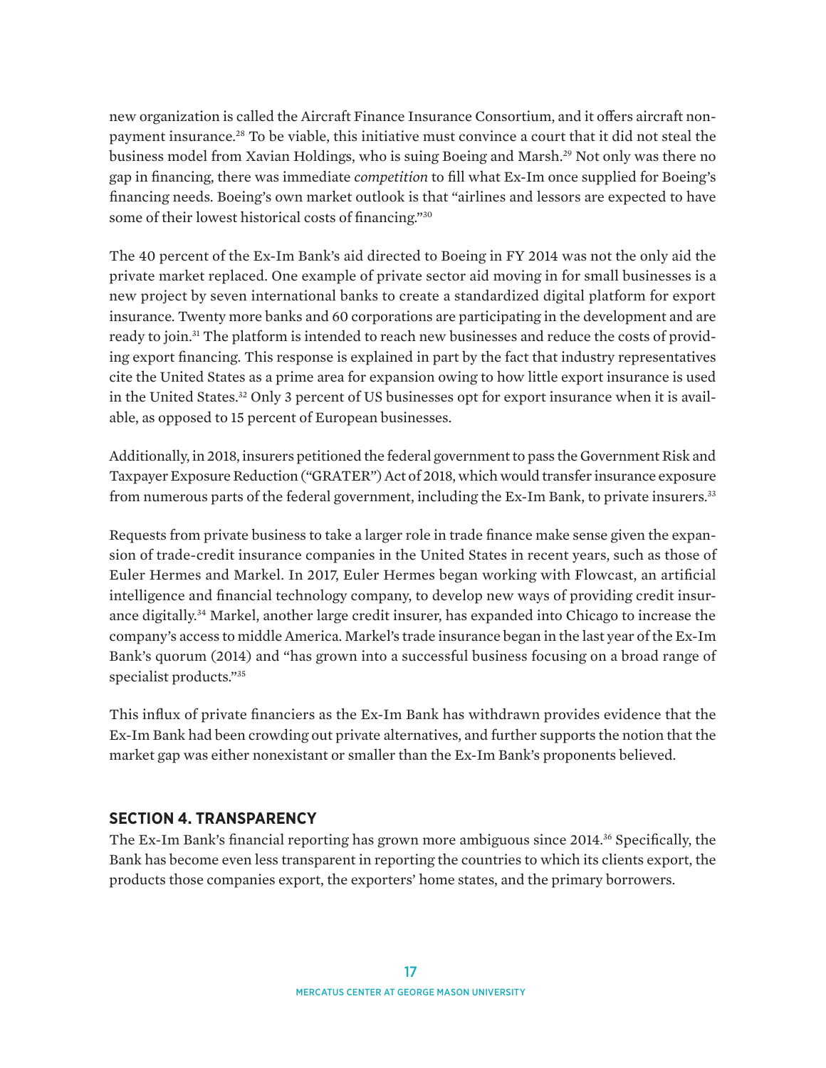new organization is called the Aircraft Finance Insurance Consortium, and it offers aircraft non-payment insurance.[28] To be viable, this initiative must convince a court that it did not steal the business model from Xavian Holdings, who is suing Boeing and Marsh.[29] Not only was there no gap in financing, there was immediate *competition* to fill what Ex-Im once supplied for Boeing's financing needs. Boeing's own market outlook is that "airlines and lessors are expected to have some of their lowest historical costs of financing."[30]

The 40 percent of the Ex-Im Bank's aid directed to Boeing in FY 2014 was not the only aid the private market replaced. One example of private sector aid moving in for small businesses is a new project by seven international banks to create a standardized digital platform for export insurance. Twenty more banks and 60 corporations are participating in the development and are ready to join.[31] The platform is intended to reach new businesses and reduce the costs of providing export financing. This response is explained in part by the fact that industry representatives cite the United States as a prime area for expansion owing to how little export insurance is used in the United States.[32] Only 3 percent of US businesses opt for export insurance when it is available, as opposed to 15 percent of European businesses.

Additionally, in 2018, insurers petitioned the federal government to pass the Government Risk and Taxpayer Exposure Reduction ("GRATER") Act of 2018, which would transfer insurance exposure from numerous parts of the federal government, including the Ex-Im Bank, to private insurers.[33]

Requests from private business to take a larger role in trade finance make sense given the expansion of trade-credit insurance companies in the United States in recent years, such as those of Euler Hermes and Markel. In 2017, Euler Hermes began working with Flowcast, an artificial intelligence and financial technology company, to develop new ways of providing credit insurance digitally.[34] Markel, another large credit insurer, has expanded into Chicago to increase the company's access to middle America. Markel's trade insurance began in the last year of the Ex-Im Bank's quorum (2014) and "has grown into a successful business focusing on a broad range of specialist products."[35]

This influx of private financiers as the Ex-Im Bank has withdrawn provides evidence that the Ex-Im Bank had been crowding out private alternatives, and further supports the notion that the market gap was either nonexistant or smaller than the Ex-Im Bank's proponents believed.

## SECTION 4. TRANSPARENCY

The Ex-Im Bank's financial reporting has grown more ambiguous since 2014.[36] Specifically, the Bank has become even less transparent in reporting the countries to which its clients export, the products those companies export, the exporters' home states, and the primary borrowers.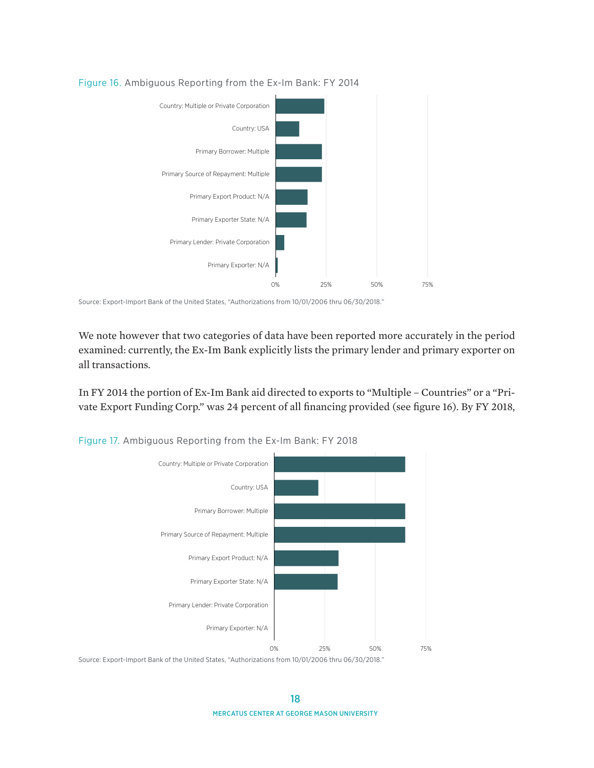Figure 16. Ambiguous Reporting from the Ex-Im Bank: FY 2014

| Category | Share |
|---|---|
| Country: Multiple or Private Corporation | ~24% |
| Country: USA | ~12% |
| Primary Borrower: Multiple | ~23% |
| Primary Source of Repayment: Multiple | ~23% |
| Primary Export Product: N/A | ~16% |
| Primary Exporter State: N/A | ~15% |
| Primary Lender: Private Corporation | ~4% |
| Primary Exporter: N/A | ~1% |

Source: Export-Import Bank of the United States, "Authorizations from 10/01/2006 thru 06/30/2018."

We note however that two categories of data have been reported more accurately in the period examined: currently, the Ex-Im Bank explicitly lists the primary lender and primary exporter on all transactions.

In FY 2014 the portion of Ex-Im Bank aid directed to exports to "Multiple – Countries" or a "Private Export Funding Corp." was 24 percent of all financing provided (see figure 16). By FY 2018,

Figure 17. Ambiguous Reporting from the Ex-Im Bank: FY 2018

| Category | Share |
|---|---|
| Country: Multiple or Private Corporation | ~65% |
| Country: USA | ~22% |
| Primary Borrower: Multiple | ~65% |
| Primary Source of Repayment: Multiple | ~65% |
| Primary Export Product: N/A | ~32% |
| Primary Exporter State: N/A | ~31% |
| Primary Lender: Private Corporation | 0% |
| Primary Exporter: N/A | 0% |

Source: Export-Import Bank of the United States, "Authorizations from 10/01/2006 thru 06/30/2018."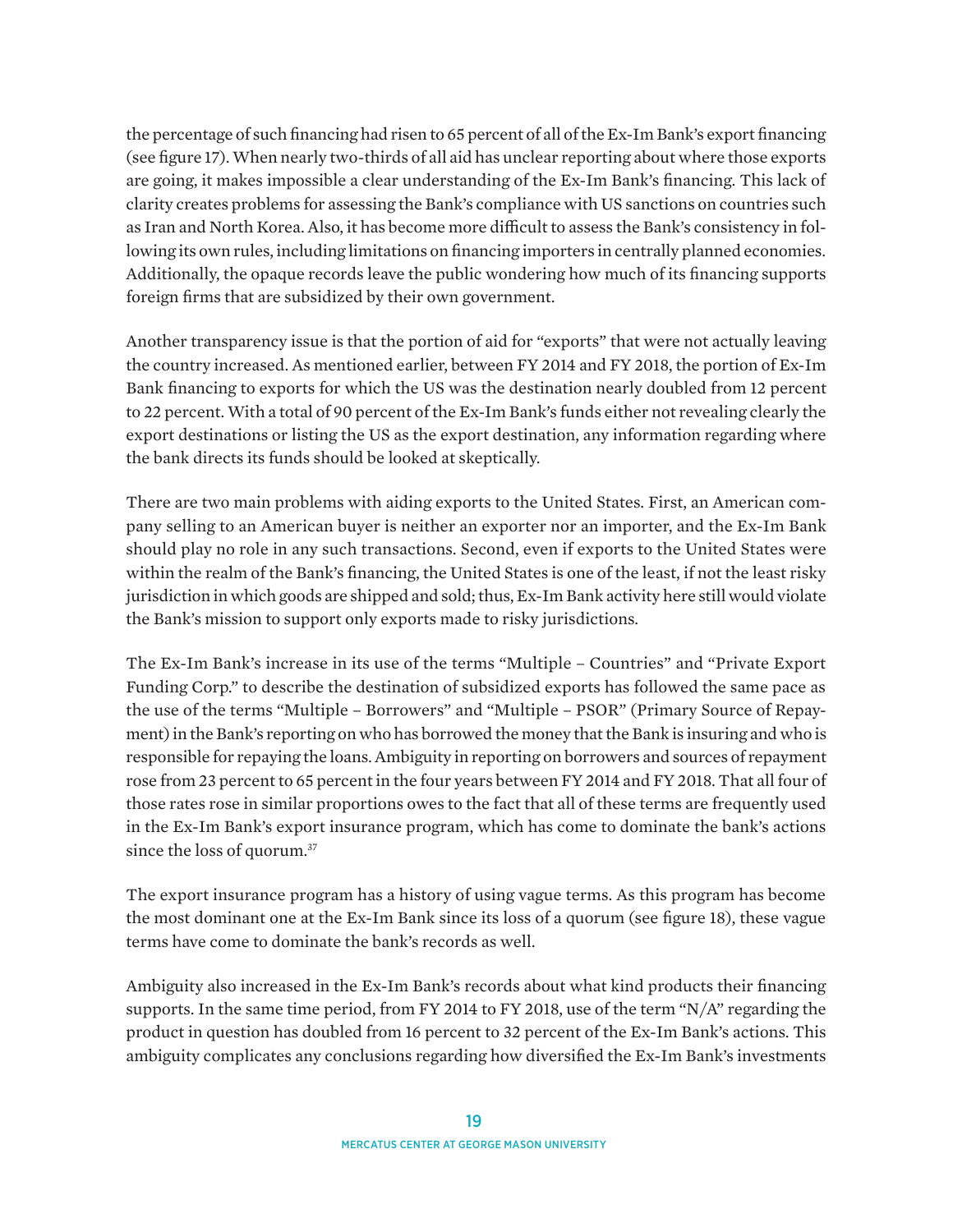the percentage of such financing had risen to 65 percent of all of the Ex-Im Bank's export financing (see figure 17). When nearly two-thirds of all aid has unclear reporting about where those exports are going, it makes impossible a clear understanding of the Ex-Im Bank's financing. This lack of clarity creates problems for assessing the Bank's compliance with US sanctions on countries such as Iran and North Korea. Also, it has become more difficult to assess the Bank's consistency in following its own rules, including limitations on financing importers in centrally planned economies. Additionally, the opaque records leave the public wondering how much of its financing supports foreign firms that are subsidized by their own government.

Another transparency issue is that the portion of aid for "exports" that were not actually leaving the country increased. As mentioned earlier, between FY 2014 and FY 2018, the portion of Ex-Im Bank financing to exports for which the US was the destination nearly doubled from 12 percent to 22 percent. With a total of 90 percent of the Ex-Im Bank's funds either not revealing clearly the export destinations or listing the US as the export destination, any information regarding where the bank directs its funds should be looked at skeptically.

There are two main problems with aiding exports to the United States. First, an American company selling to an American buyer is neither an exporter nor an importer, and the Ex-Im Bank should play no role in any such transactions. Second, even if exports to the United States were within the realm of the Bank's financing, the United States is one of the least, if not the least risky jurisdiction in which goods are shipped and sold; thus, Ex-Im Bank activity here still would violate the Bank's mission to support only exports made to risky jurisdictions.

The Ex-Im Bank's increase in its use of the terms "Multiple – Countries" and "Private Export Funding Corp." to describe the destination of subsidized exports has followed the same pace as the use of the terms "Multiple – Borrowers" and "Multiple – PSOR" (Primary Source of Repayment) in the Bank's reporting on who has borrowed the money that the Bank is insuring and who is responsible for repaying the loans. Ambiguity in reporting on borrowers and sources of repayment rose from 23 percent to 65 percent in the four years between FY 2014 and FY 2018. That all four of those rates rose in similar proportions owes to the fact that all of these terms are frequently used in the Ex-Im Bank's export insurance program, which has come to dominate the bank's actions since the loss of quorum.[37]

The export insurance program has a history of using vague terms. As this program has become the most dominant one at the Ex-Im Bank since its loss of a quorum (see figure 18), these vague terms have come to dominate the bank's records as well.

Ambiguity also increased in the Ex-Im Bank's records about what kind products their financing supports. In the same time period, from FY 2014 to FY 2018, use of the term "N/A" regarding the product in question has doubled from 16 percent to 32 percent of the Ex-Im Bank's actions. This ambiguity complicates any conclusions regarding how diversified the Ex-Im Bank's investments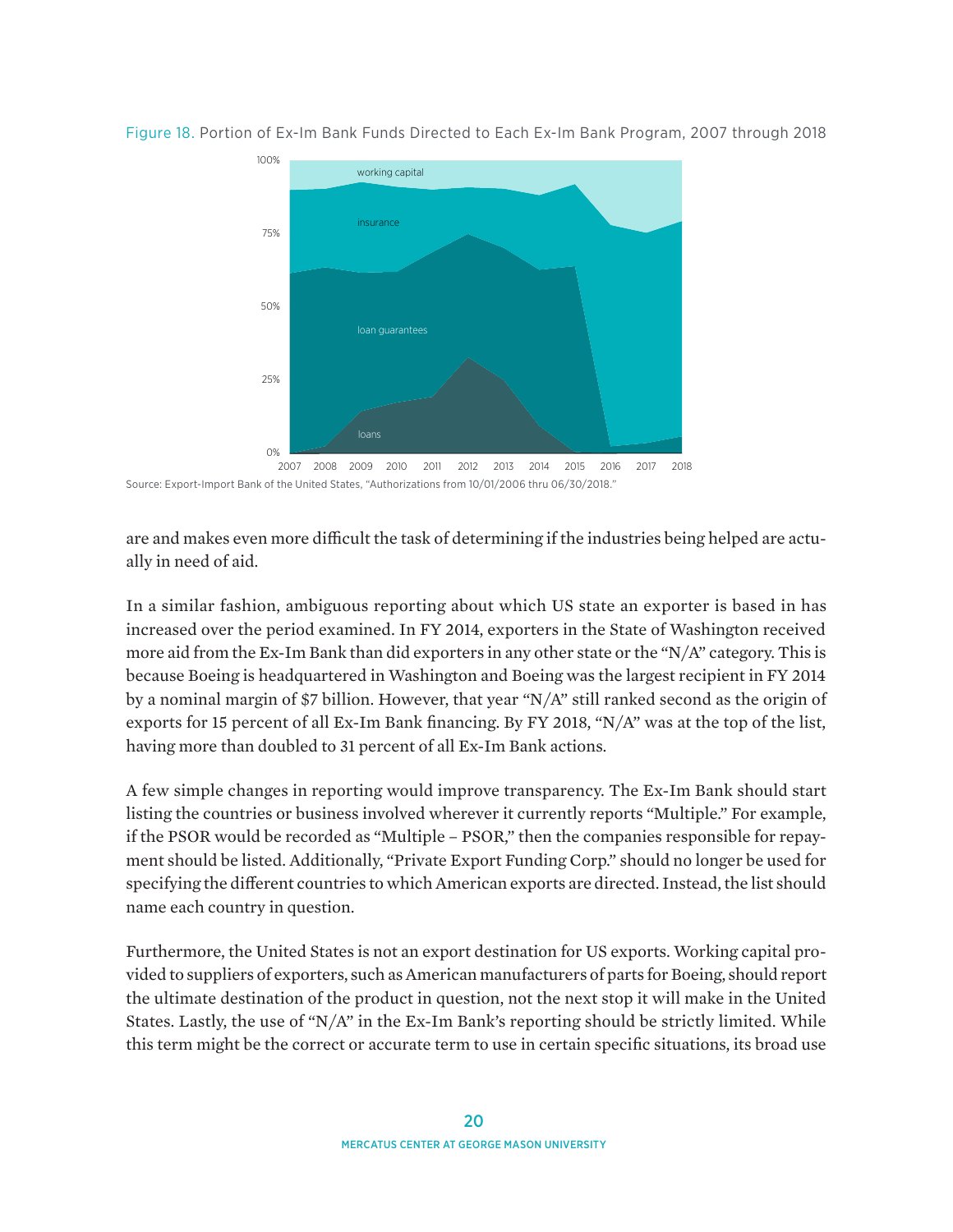Figure 18. Portion of Ex-Im Bank Funds Directed to Each Ex-Im Bank Program, 2007 through 2018

Source: Export-Import Bank of the United States, "Authorizations from 10/01/2006 thru 06/30/2018."

are and makes even more difficult the task of determining if the industries being helped are actually in need of aid.

In a similar fashion, ambiguous reporting about which US state an exporter is based in has increased over the period examined. In FY 2014, exporters in the State of Washington received more aid from the Ex-Im Bank than did exporters in any other state or the "N/A" category. This is because Boeing is headquartered in Washington and Boeing was the largest recipient in FY 2014 by a nominal margin of $7 billion. However, that year "N/A" still ranked second as the origin of exports for 15 percent of all Ex-Im Bank financing. By FY 2018, "N/A" was at the top of the list, having more than doubled to 31 percent of all Ex-Im Bank actions.

A few simple changes in reporting would improve transparency. The Ex-Im Bank should start listing the countries or business involved wherever it currently reports "Multiple." For example, if the PSOR would be recorded as "Multiple – PSOR," then the companies responsible for repayment should be listed. Additionally, "Private Export Funding Corp." should no longer be used for specifying the different countries to which American exports are directed. Instead, the list should name each country in question.

Furthermore, the United States is not an export destination for US exports. Working capital provided to suppliers of exporters, such as American manufacturers of parts for Boeing, should report the ultimate destination of the product in question, not the next stop it will make in the United States. Lastly, the use of "N/A" in the Ex-Im Bank's reporting should be strictly limited. While this term might be the correct or accurate term to use in certain specific situations, its broad use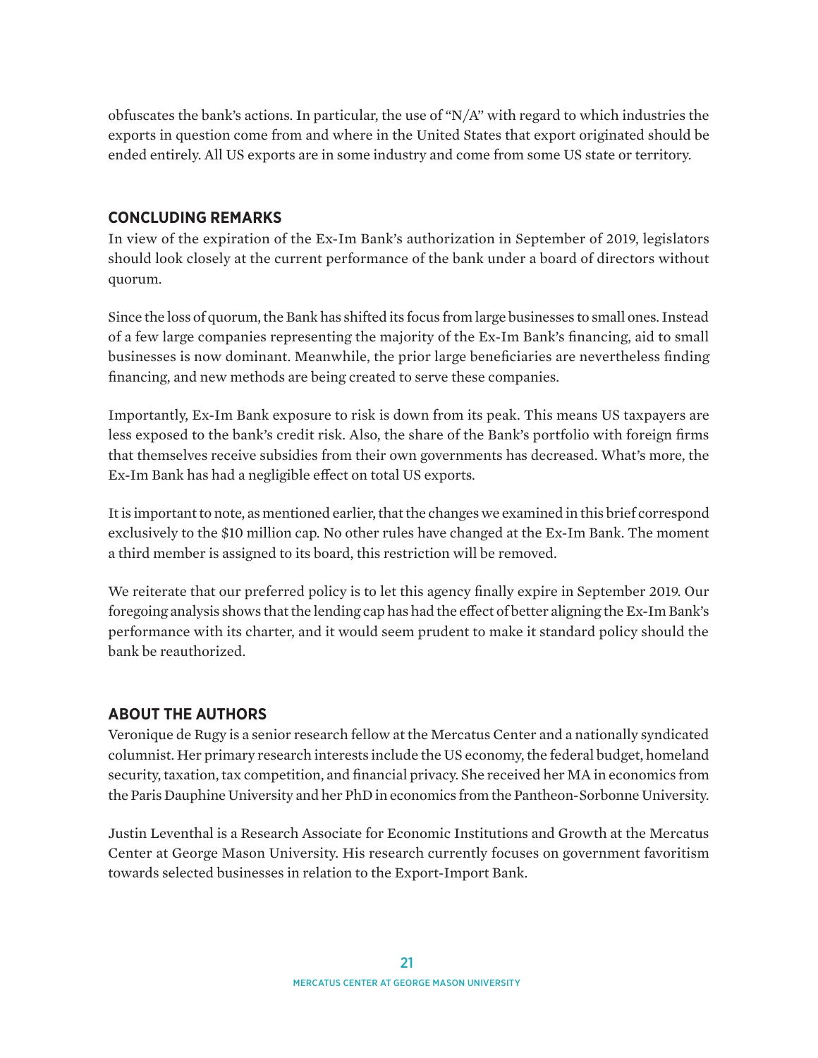obfuscates the bank's actions. In particular, the use of "N/A" with regard to which industries the exports in question come from and where in the United States that export originated should be ended entirely. All US exports are in some industry and come from some US state or territory.

## CONCLUDING REMARKS

In view of the expiration of the Ex-Im Bank's authorization in September of 2019, legislators should look closely at the current performance of the bank under a board of directors without quorum.

Since the loss of quorum, the Bank has shifted its focus from large businesses to small ones. Instead of a few large companies representing the majority of the Ex-Im Bank's financing, aid to small businesses is now dominant. Meanwhile, the prior large beneficiaries are nevertheless finding financing, and new methods are being created to serve these companies.

Importantly, Ex-Im Bank exposure to risk is down from its peak. This means US taxpayers are less exposed to the bank's credit risk. Also, the share of the Bank's portfolio with foreign firms that themselves receive subsidies from their own governments has decreased. What's more, the Ex-Im Bank has had a negligible effect on total US exports.

It is important to note, as mentioned earlier, that the changes we examined in this brief correspond exclusively to the $10 million cap. No other rules have changed at the Ex-Im Bank. The moment a third member is assigned to its board, this restriction will be removed.

We reiterate that our preferred policy is to let this agency finally expire in September 2019. Our foregoing analysis shows that the lending cap has had the effect of better aligning the Ex-Im Bank's performance with its charter, and it would seem prudent to make it standard policy should the bank be reauthorized.

## ABOUT THE AUTHORS

Veronique de Rugy is a senior research fellow at the Mercatus Center and a nationally syndicated columnist. Her primary research interests include the US economy, the federal budget, homeland security, taxation, tax competition, and financial privacy. She received her MA in economics from the Paris Dauphine University and her PhD in economics from the Pantheon-Sorbonne University.

Justin Leventhal is a Research Associate for Economic Institutions and Growth at the Mercatus Center at George Mason University. His research currently focuses on government favoritism towards selected businesses in relation to the Export-Import Bank.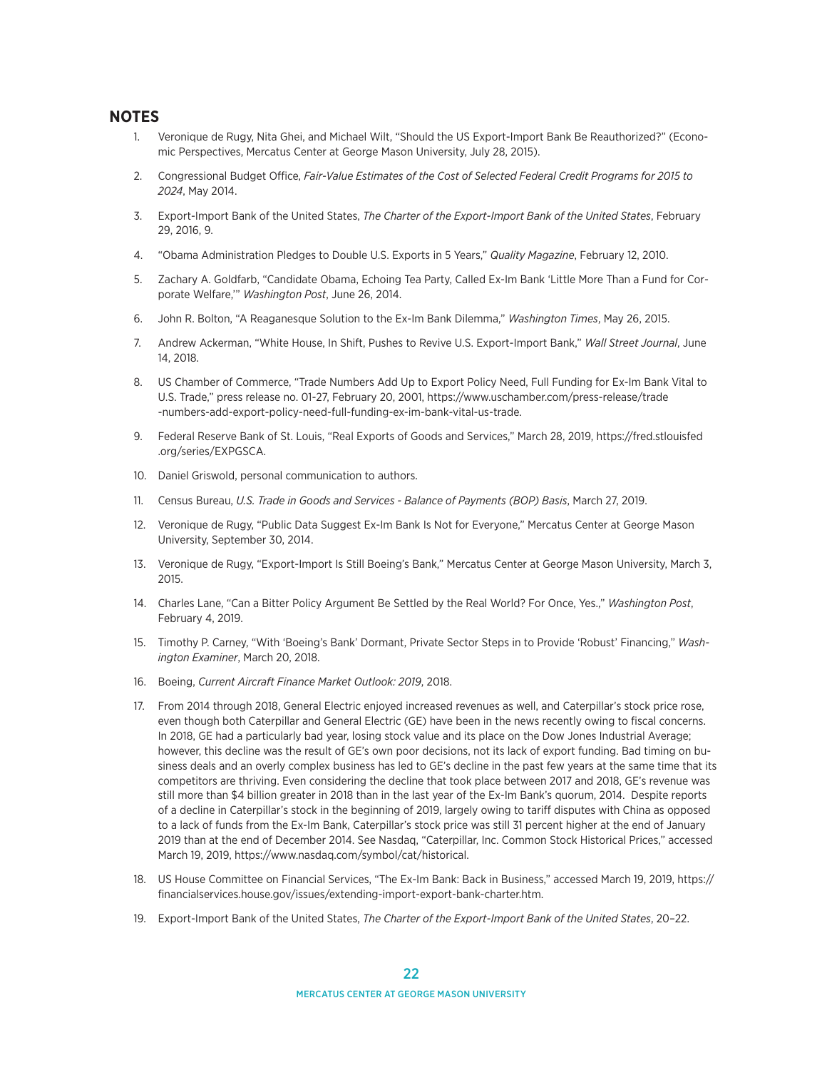## NOTES

1. Veronique de Rugy, Nita Ghei, and Michael Wilt, "Should the US Export-Import Bank Be Reauthorized?" (Economic Perspectives, Mercatus Center at George Mason University, July 28, 2015).
2. Congressional Budget Office, *Fair-Value Estimates of the Cost of Selected Federal Credit Programs for 2015 to 2024*, May 2014.
3. Export-Import Bank of the United States, *The Charter of the Export-Import Bank of the United States*, February 29, 2016, 9.
4. "Obama Administration Pledges to Double U.S. Exports in 5 Years," *Quality Magazine*, February 12, 2010.
5. Zachary A. Goldfarb, "Candidate Obama, Echoing Tea Party, Called Ex-Im Bank 'Little More Than a Fund for Corporate Welfare,'" *Washington Post*, June 26, 2014.
6. John R. Bolton, "A Reaganesque Solution to the Ex-Im Bank Dilemma," *Washington Times*, May 26, 2015.
7. Andrew Ackerman, "White House, In Shift, Pushes to Revive U.S. Export-Import Bank," *Wall Street Journal*, June 14, 2018.
8. US Chamber of Commerce, "Trade Numbers Add Up to Export Policy Need, Full Funding for Ex-Im Bank Vital to U.S. Trade," press release no. 01-27, February 20, 2001, https://www.uschamber.com/press-release/trade-numbers-add-export-policy-need-full-funding-ex-im-bank-vital-us-trade.
9. Federal Reserve Bank of St. Louis, "Real Exports of Goods and Services," March 28, 2019, https://fred.stlouisfed.org/series/EXPGSCA.
10. Daniel Griswold, personal communication to authors.
11. Census Bureau, *U.S. Trade in Goods and Services - Balance of Payments (BOP) Basis*, March 27, 2019.
12. Veronique de Rugy, "Public Data Suggest Ex-Im Bank Is Not for Everyone," Mercatus Center at George Mason University, September 30, 2014.
13. Veronique de Rugy, "Export-Import Is Still Boeing's Bank," Mercatus Center at George Mason University, March 3, 2015.
14. Charles Lane, "Can a Bitter Policy Argument Be Settled by the Real World? For Once, Yes.," *Washington Post*, February 4, 2019.
15. Timothy P. Carney, "With 'Boeing's Bank' Dormant, Private Sector Steps in to Provide 'Robust' Financing," *Washington Examiner*, March 20, 2018.
16. Boeing, *Current Aircraft Finance Market Outlook: 2019*, 2018.
17. From 2014 through 2018, General Electric enjoyed increased revenues as well, and Caterpillar's stock price rose, even though both Caterpillar and General Electric (GE) have been in the news recently owing to fiscal concerns. In 2018, GE had a particularly bad year, losing stock value and its place on the Dow Jones Industrial Average; however, this decline was the result of GE's own poor decisions, not its lack of export funding. Bad timing on business deals and an overly complex business has led to GE's decline in the past few years at the same time that its competitors are thriving. Even considering the decline that took place between 2017 and 2018, GE's revenue was still more than \$4 billion greater in 2018 than in the last year of the Ex-Im Bank's quorum, 2014. Despite reports of a decline in Caterpillar's stock in the beginning of 2019, largely owing to tariff disputes with China as opposed to a lack of funds from the Ex-Im Bank, Caterpillar's stock price was still 31 percent higher at the end of January 2019 than at the end of December 2014. See Nasdaq, "Caterpillar, Inc. Common Stock Historical Prices," accessed March 19, 2019, https://www.nasdaq.com/symbol/cat/historical.
18. US House Committee on Financial Services, "The Ex-Im Bank: Back in Business," accessed March 19, 2019, https://financialservices.house.gov/issues/extending-import-export-bank-charter.htm.
19. Export-Import Bank of the United States, *The Charter of the Export-Import Bank of the United States*, 20–22.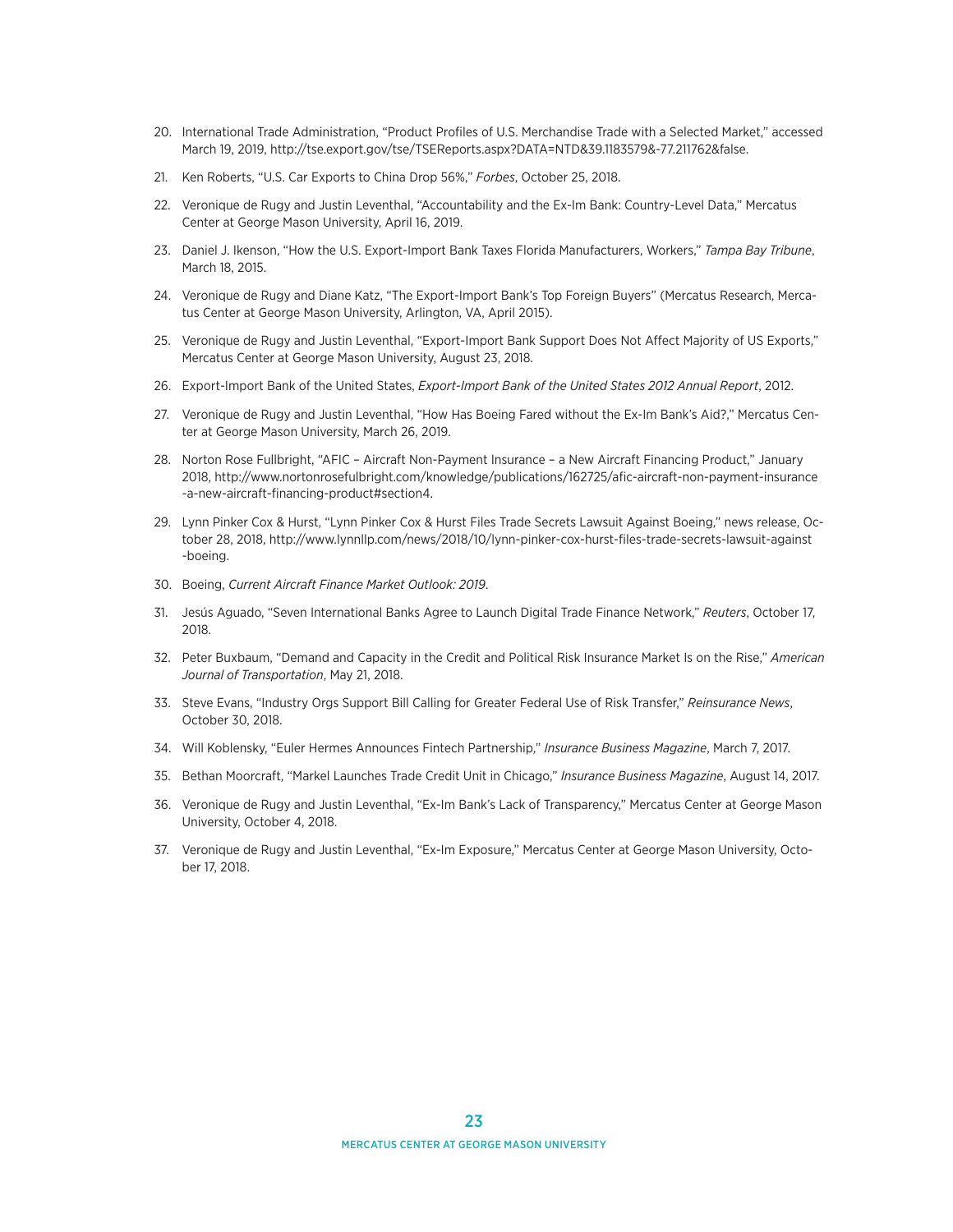20. International Trade Administration, "Product Profiles of U.S. Merchandise Trade with a Selected Market," accessed March 19, 2019, http://tse.export.gov/tse/TSEReports.aspx?DATA=NTD&39.1183579&-77.211762&false.

21. Ken Roberts, "U.S. Car Exports to China Drop 56%," *Forbes*, October 25, 2018.

22. Veronique de Rugy and Justin Leventhal, "Accountability and the Ex-Im Bank: Country-Level Data," Mercatus Center at George Mason University, April 16, 2019.

23. Daniel J. Ikenson, "How the U.S. Export-Import Bank Taxes Florida Manufacturers, Workers," *Tampa Bay Tribune*, March 18, 2015.

24. Veronique de Rugy and Diane Katz, "The Export-Import Bank's Top Foreign Buyers" (Mercatus Research, Mercatus Center at George Mason University, Arlington, VA, April 2015).

25. Veronique de Rugy and Justin Leventhal, "Export-Import Bank Support Does Not Affect Majority of US Exports," Mercatus Center at George Mason University, August 23, 2018.

26. Export-Import Bank of the United States, *Export-Import Bank of the United States 2012 Annual Report*, 2012.

27. Veronique de Rugy and Justin Leventhal, "How Has Boeing Fared without the Ex-Im Bank's Aid?," Mercatus Center at George Mason University, March 26, 2019.

28. Norton Rose Fullbright, "AFIC – Aircraft Non-Payment Insurance – a New Aircraft Financing Product," January 2018, http://www.nortonrosefulbright.com/knowledge/publications/162725/afic-aircraft-non-payment-insurance-a-new-aircraft-financing-product#section4.

29. Lynn Pinker Cox & Hurst, "Lynn Pinker Cox & Hurst Files Trade Secrets Lawsuit Against Boeing," news release, October 28, 2018, http://www.lynnllp.com/news/2018/10/lynn-pinker-cox-hurst-files-trade-secrets-lawsuit-against-boeing.

30. Boeing, *Current Aircraft Finance Market Outlook: 2019*.

31. Jesús Aguado, "Seven International Banks Agree to Launch Digital Trade Finance Network," *Reuters*, October 17, 2018.

32. Peter Buxbaum, "Demand and Capacity in the Credit and Political Risk Insurance Market Is on the Rise," *American Journal of Transportation*, May 21, 2018.

33. Steve Evans, "Industry Orgs Support Bill Calling for Greater Federal Use of Risk Transfer," *Reinsurance News*, October 30, 2018.

34. Will Koblensky, "Euler Hermes Announces Fintech Partnership," *Insurance Business Magazine*, March 7, 2017.

35. Bethan Moorcraft, "Markel Launches Trade Credit Unit in Chicago," *Insurance Business Magazine*, August 14, 2017.

36. Veronique de Rugy and Justin Leventhal, "Ex-Im Bank's Lack of Transparency," Mercatus Center at George Mason University, October 4, 2018.

37. Veronique de Rugy and Justin Leventhal, "Ex-Im Exposure," Mercatus Center at George Mason University, October 17, 2018.